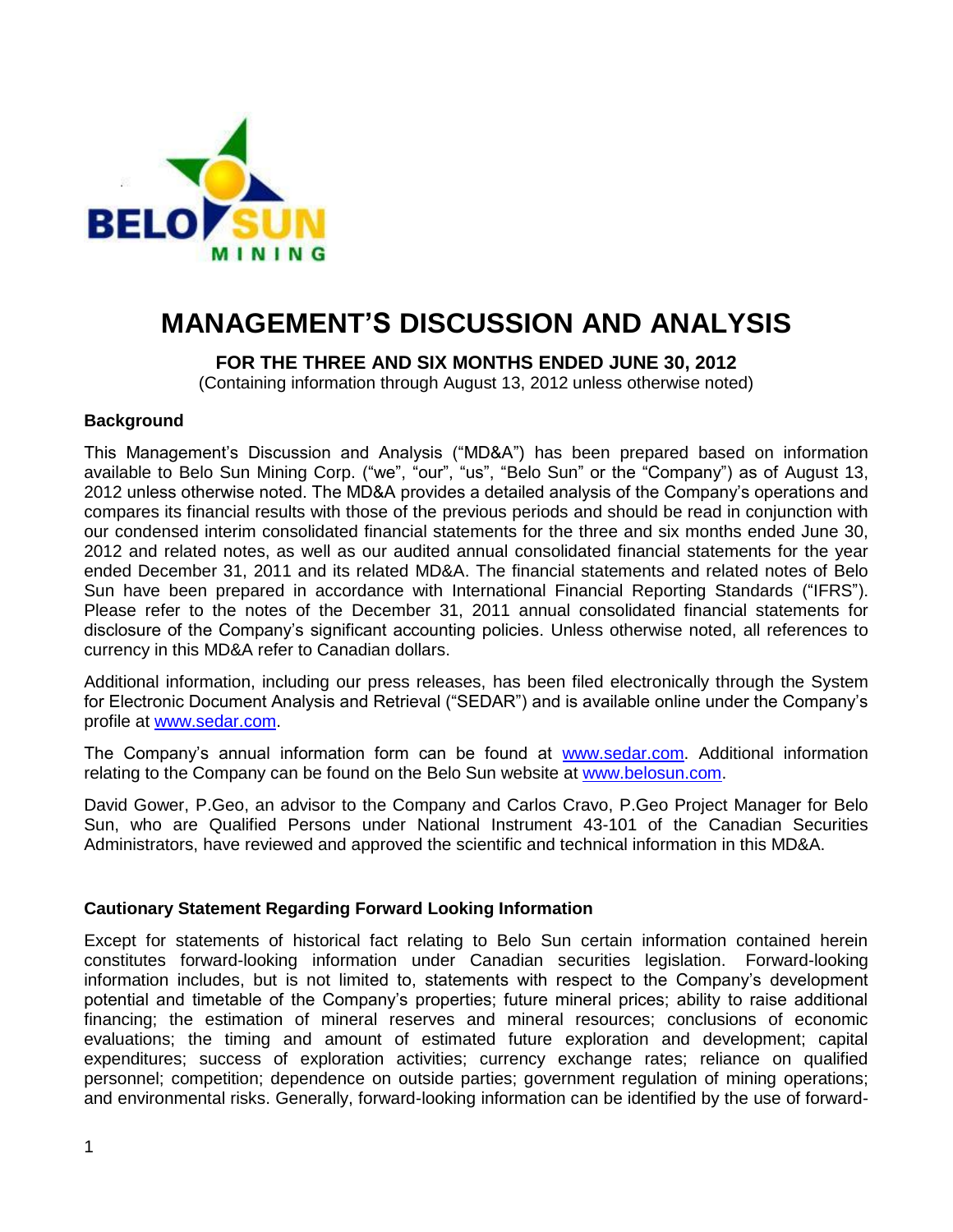# MANAGEMENT'S DISCUSSION AND ANALYSIS

**FOR THE THREE AND SIX MONTHS ENDED JUNE 30, 2012**
(Containing information through August 13, 2012 unless otherwise noted)

### Background

This Management's Discussion and Analysis ("MD&A") has been prepared based on information available to Belo Sun Mining Corp. ("we", "our", "us", "Belo Sun" or the "Company") as of August 13, 2012 unless otherwise noted. The MD&A provides a detailed analysis of the Company's operations and compares its financial results with those of the previous periods and should be read in conjunction with our condensed interim consolidated financial statements for the three and six months ended June 30, 2012 and related notes, as well as our audited annual consolidated financial statements for the year ended December 31, 2011 and its related MD&A. The financial statements and related notes of Belo Sun have been prepared in accordance with International Financial Reporting Standards ("IFRS"). Please refer to the notes of the December 31, 2011 annual consolidated financial statements for disclosure of the Company's significant accounting policies. Unless otherwise noted, all references to currency in this MD&A refer to Canadian dollars.

Additional information, including our press releases, has been filed electronically through the System for Electronic Document Analysis and Retrieval ("SEDAR") and is available online under the Company's profile at www.sedar.com.

The Company's annual information form can be found at www.sedar.com. Additional information relating to the Company can be found on the Belo Sun website at www.belosun.com.

David Gower, P.Geo, an advisor to the Company and Carlos Cravo, P.Geo Project Manager for Belo Sun, who are Qualified Persons under National Instrument 43-101 of the Canadian Securities Administrators, have reviewed and approved the scientific and technical information in this MD&A.

### Cautionary Statement Regarding Forward Looking Information

Except for statements of historical fact relating to Belo Sun certain information contained herein constitutes forward-looking information under Canadian securities legislation. Forward-looking information includes, but is not limited to, statements with respect to the Company's development potential and timetable of the Company's properties; future mineral prices; ability to raise additional financing; the estimation of mineral reserves and mineral resources; conclusions of economic evaluations; the timing and amount of estimated future exploration and development; capital expenditures; success of exploration activities; currency exchange rates; reliance on qualified personnel; competition; dependence on outside parties; government regulation of mining operations; and environmental risks. Generally, forward-looking information can be identified by the use of forward-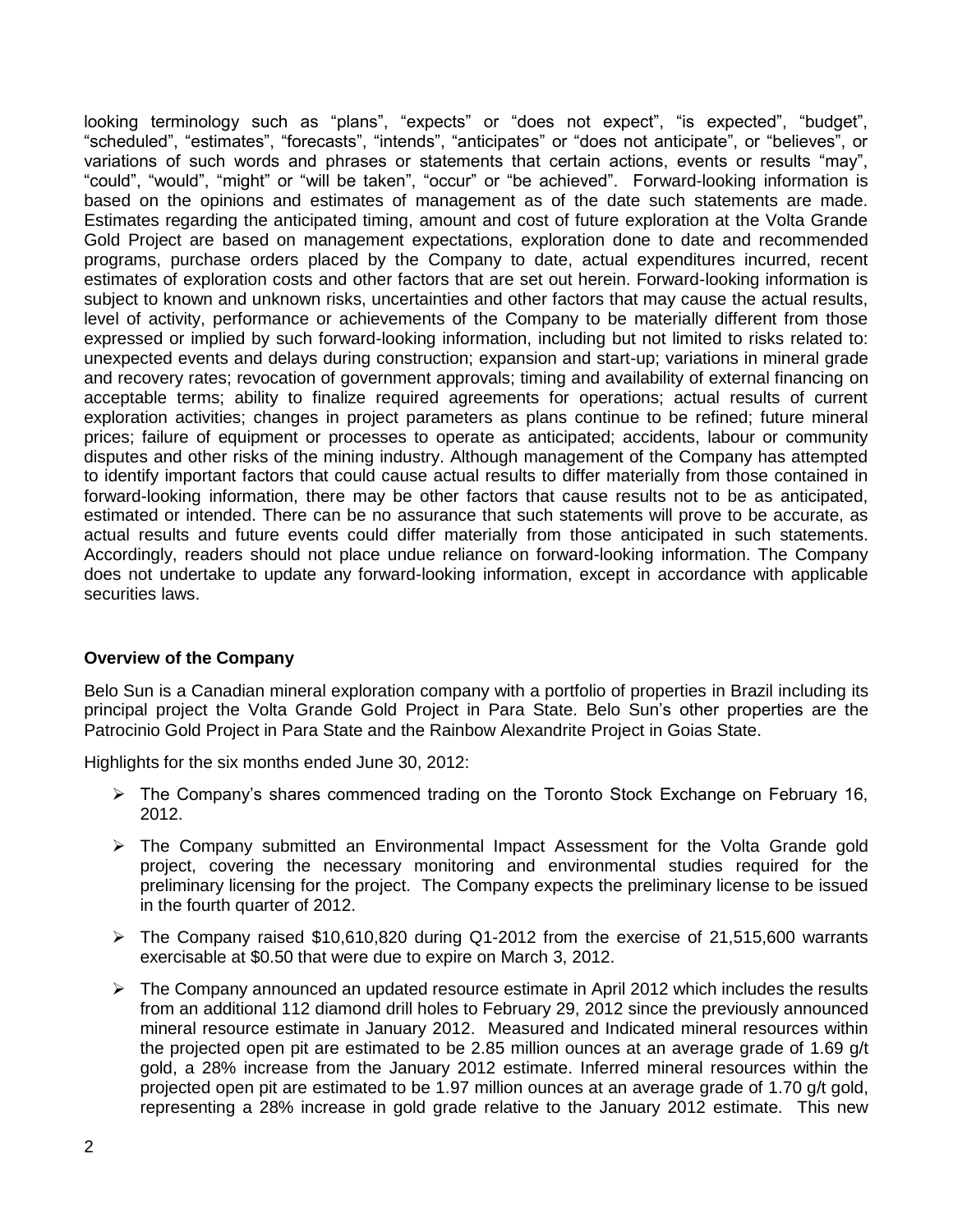looking terminology such as “plans”, “expects” or “does not expect”, “is expected”, “budget”, “scheduled”, “estimates”, “forecasts”, “intends”, “anticipates” or “does not anticipate”, or “believes”, or variations of such words and phrases or statements that certain actions, events or results “may”, “could”, “would”, “might” or “will be taken”, “occur” or “be achieved”. Forward-looking information is based on the opinions and estimates of management as of the date such statements are made. Estimates regarding the anticipated timing, amount and cost of future exploration at the Volta Grande Gold Project are based on management expectations, exploration done to date and recommended programs, purchase orders placed by the Company to date, actual expenditures incurred, recent estimates of exploration costs and other factors that are set out herein. Forward-looking information is subject to known and unknown risks, uncertainties and other factors that may cause the actual results, level of activity, performance or achievements of the Company to be materially different from those expressed or implied by such forward-looking information, including but not limited to risks related to: unexpected events and delays during construction; expansion and start-up; variations in mineral grade and recovery rates; revocation of government approvals; timing and availability of external financing on acceptable terms; ability to finalize required agreements for operations; actual results of current exploration activities; changes in project parameters as plans continue to be refined; future mineral prices; failure of equipment or processes to operate as anticipated; accidents, labour or community disputes and other risks of the mining industry. Although management of the Company has attempted to identify important factors that could cause actual results to differ materially from those contained in forward-looking information, there may be other factors that cause results not to be as anticipated, estimated or intended. There can be no assurance that such statements will prove to be accurate, as actual results and future events could differ materially from those anticipated in such statements. Accordingly, readers should not place undue reliance on forward-looking information. The Company does not undertake to update any forward-looking information, except in accordance with applicable securities laws.

**Overview of the Company**

Belo Sun is a Canadian mineral exploration company with a portfolio of properties in Brazil including its principal project the Volta Grande Gold Project in Para State. Belo Sun’s other properties are the Patrocinio Gold Project in Para State and the Rainbow Alexandrite Project in Goias State.

Highlights for the six months ended June 30, 2012:

- The Company’s shares commenced trading on the Toronto Stock Exchange on February 16, 2012.
- The Company submitted an Environmental Impact Assessment for the Volta Grande gold project, covering the necessary monitoring and environmental studies required for the preliminary licensing for the project. The Company expects the preliminary license to be issued in the fourth quarter of 2012.
- The Company raised $10,610,820 during Q1-2012 from the exercise of 21,515,600 warrants exercisable at $0.50 that were due to expire on March 3, 2012.
- The Company announced an updated resource estimate in April 2012 which includes the results from an additional 112 diamond drill holes to February 29, 2012 since the previously announced mineral resource estimate in January 2012. Measured and Indicated mineral resources within the projected open pit are estimated to be 2.85 million ounces at an average grade of 1.69 g/t gold, a 28% increase from the January 2012 estimate. Inferred mineral resources within the projected open pit are estimated to be 1.97 million ounces at an average grade of 1.70 g/t gold, representing a 28% increase in gold grade relative to the January 2012 estimate. This new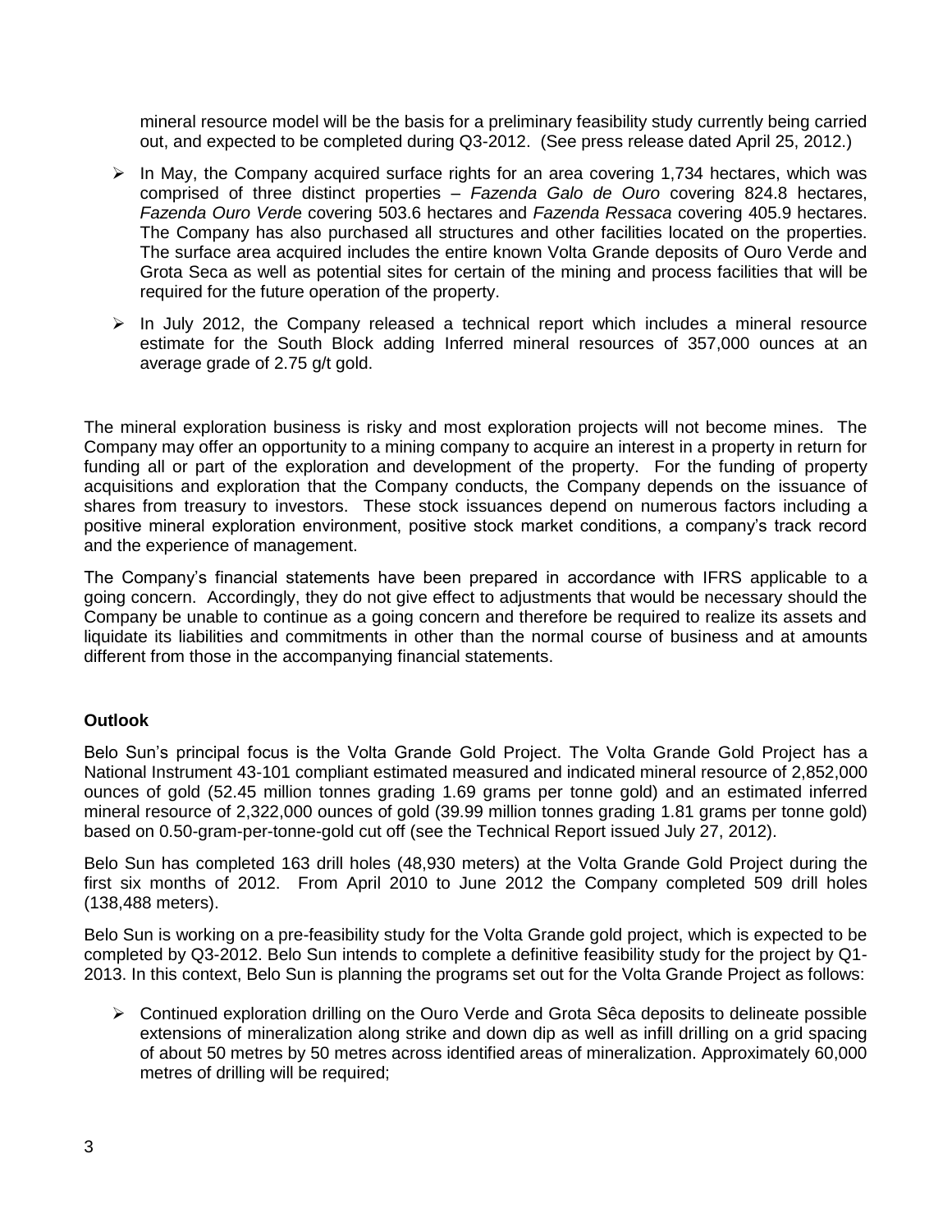mineral resource model will be the basis for a preliminary feasibility study currently being carried out, and expected to be completed during Q3-2012. (See press release dated April 25, 2012.)

- In May, the Company acquired surface rights for an area covering 1,734 hectares, which was comprised of three distinct properties – *Fazenda Galo de Ouro* covering 824.8 hectares, *Fazenda Ouro Verde* covering 503.6 hectares and *Fazenda Ressaca* covering 405.9 hectares. The Company has also purchased all structures and other facilities located on the properties. The surface area acquired includes the entire known Volta Grande deposits of Ouro Verde and Grota Seca as well as potential sites for certain of the mining and process facilities that will be required for the future operation of the property.
- In July 2012, the Company released a technical report which includes a mineral resource estimate for the South Block adding Inferred mineral resources of 357,000 ounces at an average grade of 2.75 g/t gold.

The mineral exploration business is risky and most exploration projects will not become mines. The Company may offer an opportunity to a mining company to acquire an interest in a property in return for funding all or part of the exploration and development of the property. For the funding of property acquisitions and exploration that the Company conducts, the Company depends on the issuance of shares from treasury to investors. These stock issuances depend on numerous factors including a positive mineral exploration environment, positive stock market conditions, a company's track record and the experience of management.

The Company's financial statements have been prepared in accordance with IFRS applicable to a going concern. Accordingly, they do not give effect to adjustments that would be necessary should the Company be unable to continue as a going concern and therefore be required to realize its assets and liquidate its liabilities and commitments in other than the normal course of business and at amounts different from those in the accompanying financial statements.

**Outlook**

Belo Sun's principal focus is the Volta Grande Gold Project. The Volta Grande Gold Project has a National Instrument 43-101 compliant estimated measured and indicated mineral resource of 2,852,000 ounces of gold (52.45 million tonnes grading 1.69 grams per tonne gold) and an estimated inferred mineral resource of 2,322,000 ounces of gold (39.99 million tonnes grading 1.81 grams per tonne gold) based on 0.50-gram-per-tonne-gold cut off (see the Technical Report issued July 27, 2012).

Belo Sun has completed 163 drill holes (48,930 meters) at the Volta Grande Gold Project during the first six months of 2012. From April 2010 to June 2012 the Company completed 509 drill holes (138,488 meters).

Belo Sun is working on a pre-feasibility study for the Volta Grande gold project, which is expected to be completed by Q3-2012. Belo Sun intends to complete a definitive feasibility study for the project by Q1-2013. In this context, Belo Sun is planning the programs set out for the Volta Grande Project as follows:

- Continued exploration drilling on the Ouro Verde and Grota Sêca deposits to delineate possible extensions of mineralization along strike and down dip as well as infill drilling on a grid spacing of about 50 metres by 50 metres across identified areas of mineralization. Approximately 60,000 metres of drilling will be required;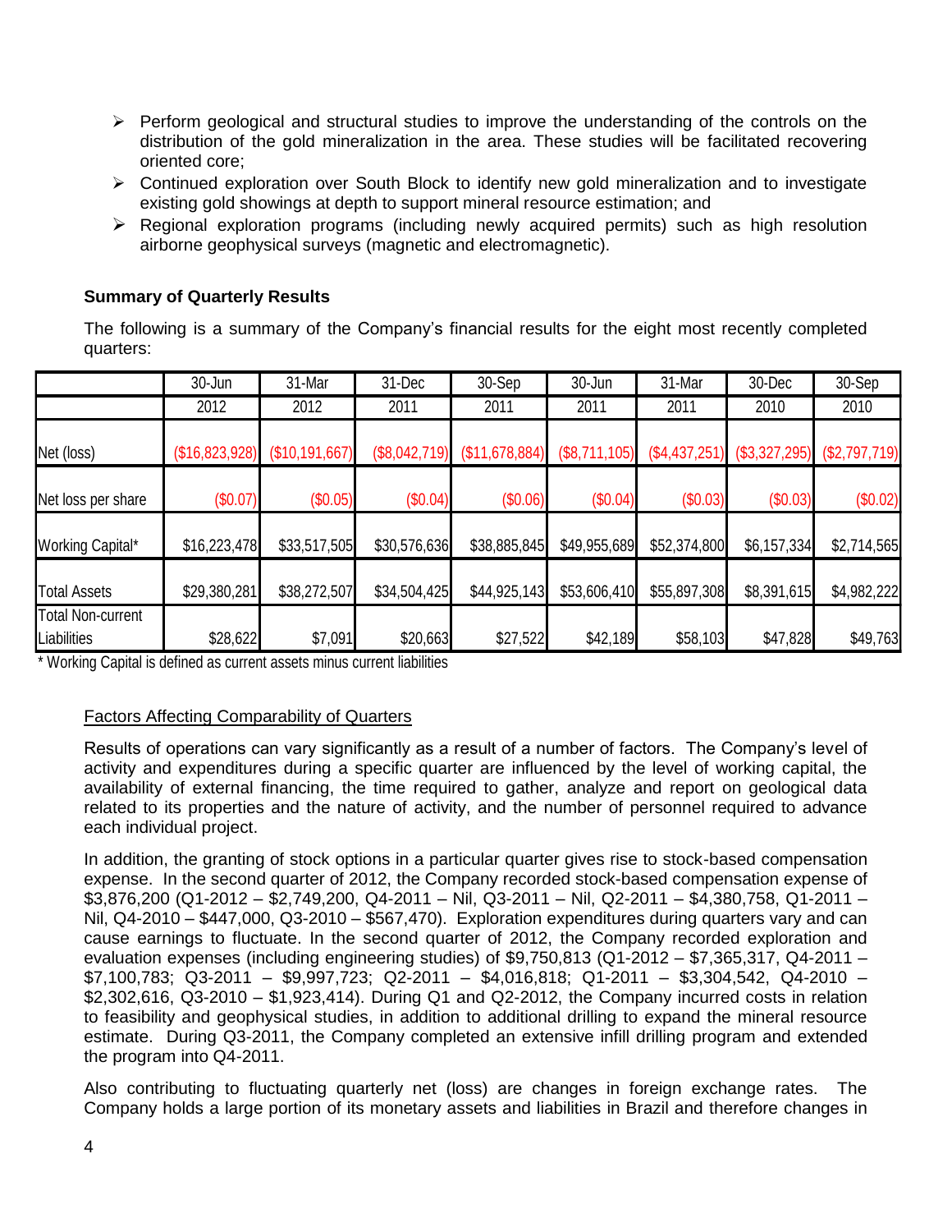- Perform geological and structural studies to improve the understanding of the controls on the distribution of the gold mineralization in the area. These studies will be facilitated recovering oriented core;
- Continued exploration over South Block to identify new gold mineralization and to investigate existing gold showings at depth to support mineral resource estimation; and
- Regional exploration programs (including newly acquired permits) such as high resolution airborne geophysical surveys (magnetic and electromagnetic).

**Summary of Quarterly Results**

The following is a summary of the Company's financial results for the eight most recently completed quarters:

| | 30-Jun 2012 | 31-Mar 2012 | 31-Dec 2011 | 30-Sep 2011 | 30-Jun 2011 | 31-Mar 2011 | 30-Dec 2010 | 30-Sep 2010 |
|---|---|---|---|---|---|---|---|---|
| Net (loss) | ($16,823,928) | ($10,191,667) | ($8,042,719) | ($11,678,884) | ($8,711,105) | ($4,437,251) | ($3,327,295) | ($2,797,719) |
| Net loss per share | ($0.07) | ($0.05) | ($0.04) | ($0.06) | ($0.04) | ($0.03) | ($0.03) | ($0.02) |
| Working Capital* | $16,223,478 | $33,517,505 | $30,576,636 | $38,885,845 | $49,955,689 | $52,374,800 | $6,157,334 | $2,714,565 |
| Total Assets | $29,380,281 | $38,272,507 | $34,504,425 | $44,925,143 | $53,606,410 | $55,897,308 | $8,391,615 | $4,982,222 |
| Total Non-current Liabilities | $28,622 | $7,091 | $20,663 | $27,522 | $42,189 | $58,103 | $47,828 | $49,763 |

\* Working Capital is defined as current assets minus current liabilities

Factors Affecting Comparability of Quarters

Results of operations can vary significantly as a result of a number of factors. The Company's level of activity and expenditures during a specific quarter are influenced by the level of working capital, the availability of external financing, the time required to gather, analyze and report on geological data related to its properties and the nature of activity, and the number of personnel required to advance each individual project.

In addition, the granting of stock options in a particular quarter gives rise to stock-based compensation expense. In the second quarter of 2012, the Company recorded stock-based compensation expense of $3,876,200 (Q1-2012 – $2,749,200, Q4-2011 – Nil, Q3-2011 – Nil, Q2-2011 – $4,380,758, Q1-2011 – Nil, Q4-2010 – $447,000, Q3-2010 – $567,470). Exploration expenditures during quarters vary and can cause earnings to fluctuate. In the second quarter of 2012, the Company recorded exploration and evaluation expenses (including engineering studies) of $9,750,813 (Q1-2012 – $7,365,317, Q4-2011 – $7,100,783; Q3-2011 – $9,997,723; Q2-2011 – $4,016,818; Q1-2011 – $3,304,542, Q4-2010 – $2,302,616, Q3-2010 – $1,923,414). During Q1 and Q2-2012, the Company incurred costs in relation to feasibility and geophysical studies, in addition to additional drilling to expand the mineral resource estimate. During Q3-2011, the Company completed an extensive infill drilling program and extended the program into Q4-2011.

Also contributing to fluctuating quarterly net (loss) are changes in foreign exchange rates. The Company holds a large portion of its monetary assets and liabilities in Brazil and therefore changes in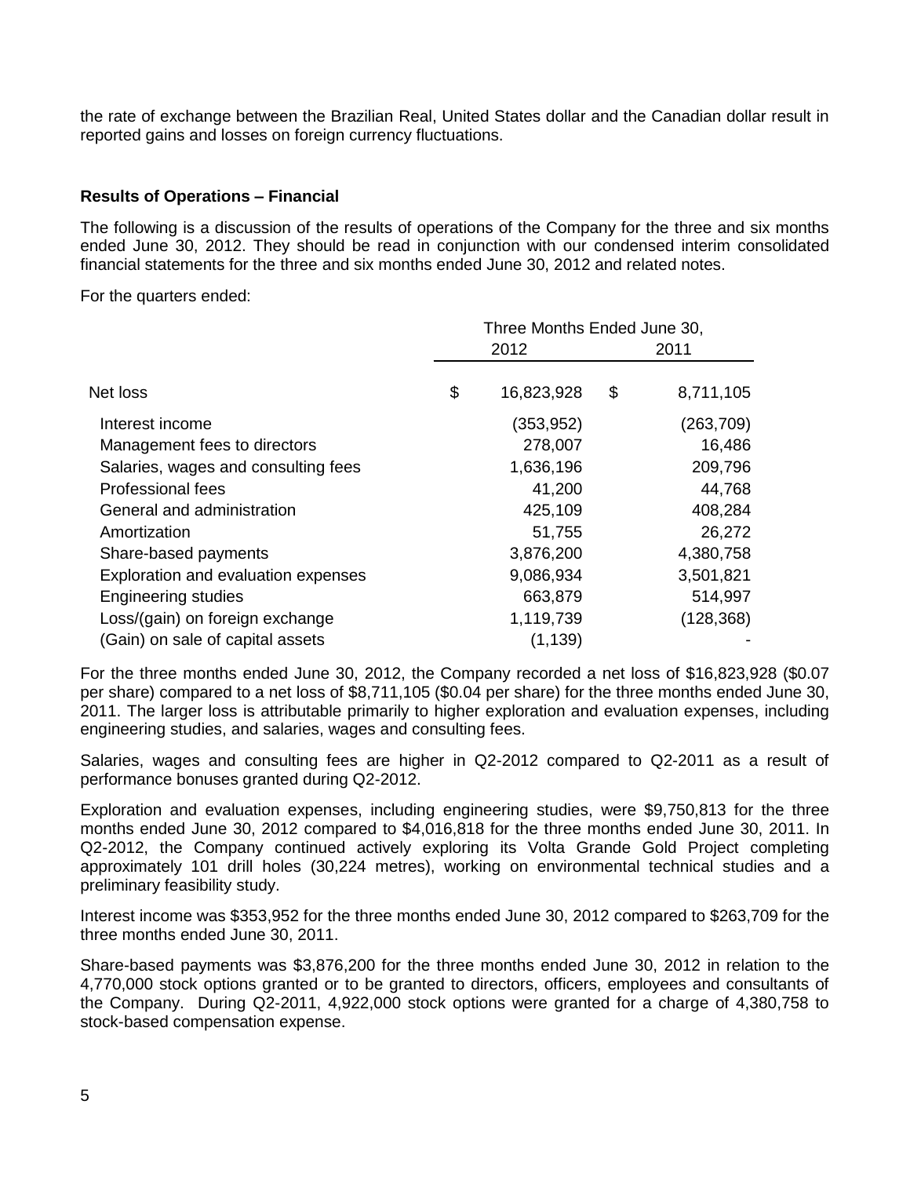the rate of exchange between the Brazilian Real, United States dollar and the Canadian dollar result in reported gains and losses on foreign currency fluctuations.

**Results of Operations – Financial**

The following is a discussion of the results of operations of the Company for the three and six months ended June 30, 2012. They should be read in conjunction with our condensed interim consolidated financial statements for the three and six months ended June 30, 2012 and related notes.

For the quarters ended:

| | Three Months Ended June 30, | |
|---|---|---|
| | 2012 | 2011 |
| Net loss | $ 16,823,928 | $ 8,711,105 |
| Interest income | (353,952) | (263,709) |
| Management fees to directors | 278,007 | 16,486 |
| Salaries, wages and consulting fees | 1,636,196 | 209,796 |
| Professional fees | 41,200 | 44,768 |
| General and administration | 425,109 | 408,284 |
| Amortization | 51,755 | 26,272 |
| Share-based payments | 3,876,200 | 4,380,758 |
| Exploration and evaluation expenses | 9,086,934 | 3,501,821 |
| Engineering studies | 663,879 | 514,997 |
| Loss/(gain) on foreign exchange | 1,119,739 | (128,368) |
| (Gain) on sale of capital assets | (1,139) | - |

For the three months ended June 30, 2012, the Company recorded a net loss of $16,823,928 ($0.07 per share) compared to a net loss of $8,711,105 ($0.04 per share) for the three months ended June 30, 2011. The larger loss is attributable primarily to higher exploration and evaluation expenses, including engineering studies, and salaries, wages and consulting fees.

Salaries, wages and consulting fees are higher in Q2-2012 compared to Q2-2011 as a result of performance bonuses granted during Q2-2012.

Exploration and evaluation expenses, including engineering studies, were $9,750,813 for the three months ended June 30, 2012 compared to $4,016,818 for the three months ended June 30, 2011. In Q2-2012, the Company continued actively exploring its Volta Grande Gold Project completing approximately 101 drill holes (30,224 metres), working on environmental technical studies and a preliminary feasibility study.

Interest income was $353,952 for the three months ended June 30, 2012 compared to $263,709 for the three months ended June 30, 2011.

Share-based payments was $3,876,200 for the three months ended June 30, 2012 in relation to the 4,770,000 stock options granted or to be granted to directors, officers, employees and consultants of the Company. During Q2-2011, 4,922,000 stock options were granted for a charge of 4,380,758 to stock-based compensation expense.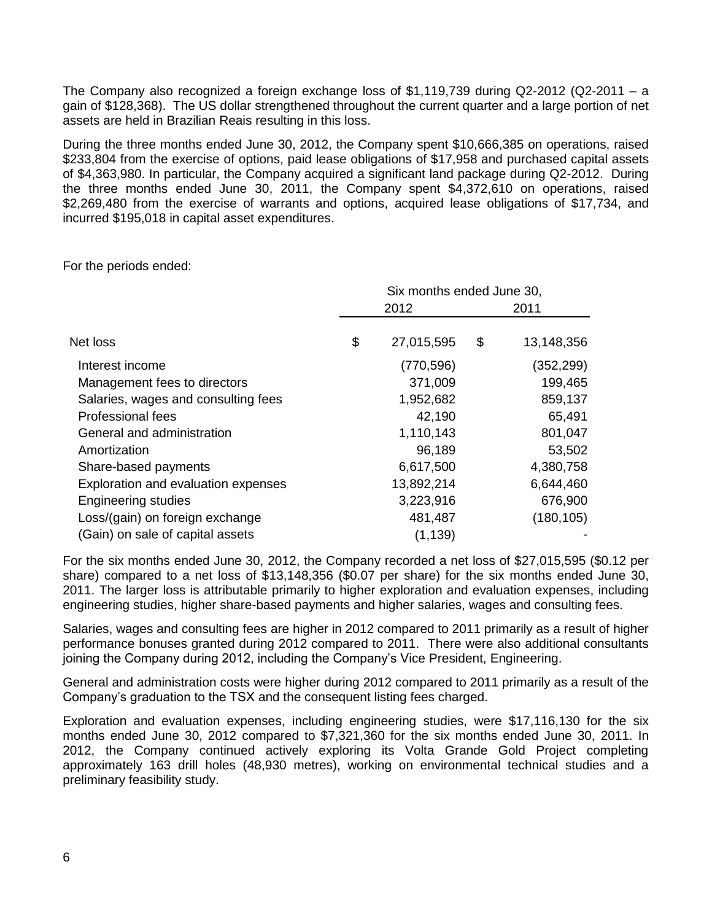The Company also recognized a foreign exchange loss of $1,119,739 during Q2-2012 (Q2-2011 – a gain of $128,368). The US dollar strengthened throughout the current quarter and a large portion of net assets are held in Brazilian Reais resulting in this loss.

During the three months ended June 30, 2012, the Company spent $10,666,385 on operations, raised $233,804 from the exercise of options, paid lease obligations of $17,958 and purchased capital assets of $4,363,980. In particular, the Company acquired a significant land package during Q2-2012. During the three months ended June 30, 2011, the Company spent $4,372,610 on operations, raised $2,269,480 from the exercise of warrants and options, acquired lease obligations of $17,734, and incurred $195,018 in capital asset expenditures.

For the periods ended:

| | Six months ended June 30, | |
|---|---|---|
| | 2012 | 2011 |
| Net loss | $ 27,015,595 | $ 13,148,356 |
| Interest income | (770,596) | (352,299) |
| Management fees to directors | 371,009 | 199,465 |
| Salaries, wages and consulting fees | 1,952,682 | 859,137 |
| Professional fees | 42,190 | 65,491 |
| General and administration | 1,110,143 | 801,047 |
| Amortization | 96,189 | 53,502 |
| Share-based payments | 6,617,500 | 4,380,758 |
| Exploration and evaluation expenses | 13,892,214 | 6,644,460 |
| Engineering studies | 3,223,916 | 676,900 |
| Loss/(gain) on foreign exchange | 481,487 | (180,105) |
| (Gain) on sale of capital assets | (1,139) | - |

For the six months ended June 30, 2012, the Company recorded a net loss of $27,015,595 ($0.12 per share) compared to a net loss of $13,148,356 ($0.07 per share) for the six months ended June 30, 2011. The larger loss is attributable primarily to higher exploration and evaluation expenses, including engineering studies, higher share-based payments and higher salaries, wages and consulting fees.

Salaries, wages and consulting fees are higher in 2012 compared to 2011 primarily as a result of higher performance bonuses granted during 2012 compared to 2011. There were also additional consultants joining the Company during 2012, including the Company's Vice President, Engineering.

General and administration costs were higher during 2012 compared to 2011 primarily as a result of the Company's graduation to the TSX and the consequent listing fees charged.

Exploration and evaluation expenses, including engineering studies, were $17,116,130 for the six months ended June 30, 2012 compared to $7,321,360 for the six months ended June 30, 2011. In 2012, the Company continued actively exploring its Volta Grande Gold Project completing approximately 163 drill holes (48,930 metres), working on environmental technical studies and a preliminary feasibility study.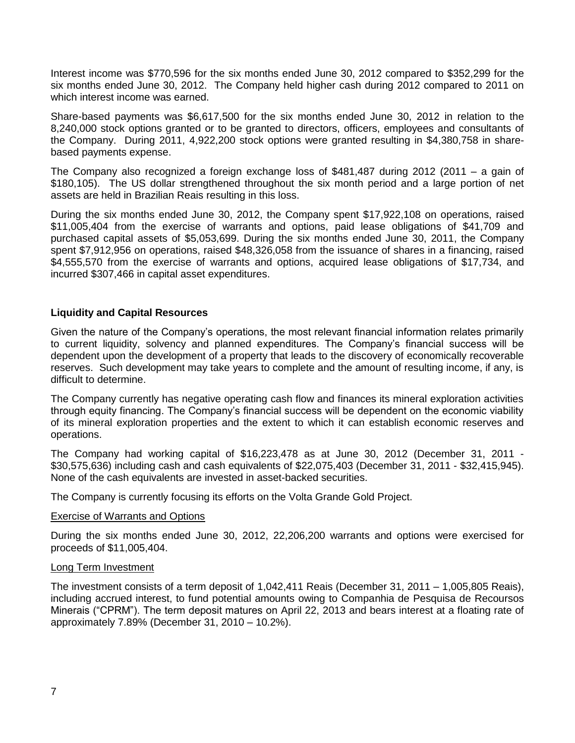Interest income was $770,596 for the six months ended June 30, 2012 compared to $352,299 for the six months ended June 30, 2012. The Company held higher cash during 2012 compared to 2011 on which interest income was earned.

Share-based payments was $6,617,500 for the six months ended June 30, 2012 in relation to the 8,240,000 stock options granted or to be granted to directors, officers, employees and consultants of the Company. During 2011, 4,922,200 stock options were granted resulting in $4,380,758 in share-based payments expense.

The Company also recognized a foreign exchange loss of $481,487 during 2012 (2011 – a gain of $180,105). The US dollar strengthened throughout the six month period and a large portion of net assets are held in Brazilian Reais resulting in this loss.

During the six months ended June 30, 2012, the Company spent $17,922,108 on operations, raised $11,005,404 from the exercise of warrants and options, paid lease obligations of $41,709 and purchased capital assets of $5,053,699. During the six months ended June 30, 2011, the Company spent $7,912,956 on operations, raised $48,326,058 from the issuance of shares in a financing, raised $4,555,570 from the exercise of warrants and options, acquired lease obligations of $17,734, and incurred $307,466 in capital asset expenditures.

## Liquidity and Capital Resources

Given the nature of the Company's operations, the most relevant financial information relates primarily to current liquidity, solvency and planned expenditures. The Company's financial success will be dependent upon the development of a property that leads to the discovery of economically recoverable reserves. Such development may take years to complete and the amount of resulting income, if any, is difficult to determine.

The Company currently has negative operating cash flow and finances its mineral exploration activities through equity financing. The Company's financial success will be dependent on the economic viability of its mineral exploration properties and the extent to which it can establish economic reserves and operations.

The Company had working capital of $16,223,478 as at June 30, 2012 (December 31, 2011 - $30,575,636) including cash and cash equivalents of $22,075,403 (December 31, 2011 - $32,415,945). None of the cash equivalents are invested in asset-backed securities.

The Company is currently focusing its efforts on the Volta Grande Gold Project.

### Exercise of Warrants and Options

During the six months ended June 30, 2012, 22,206,200 warrants and options were exercised for proceeds of $11,005,404.

### Long Term Investment

The investment consists of a term deposit of 1,042,411 Reais (December 31, 2011 – 1,005,805 Reais), including accrued interest, to fund potential amounts owing to Companhia de Pesquisa de Recoursos Minerais ("CPRM"). The term deposit matures on April 22, 2013 and bears interest at a floating rate of approximately 7.89% (December 31, 2010 – 10.2%).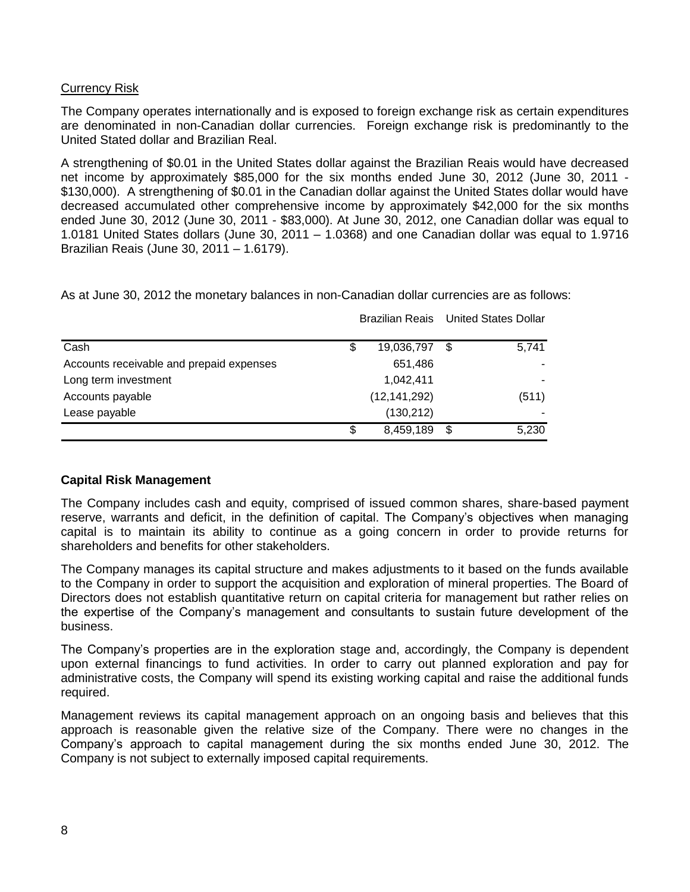Currency Risk

The Company operates internationally and is exposed to foreign exchange risk as certain expenditures are denominated in non-Canadian dollar currencies. Foreign exchange risk is predominantly to the United Stated dollar and Brazilian Real.

A strengthening of $0.01 in the United States dollar against the Brazilian Reais would have decreased net income by approximately $85,000 for the six months ended June 30, 2012 (June 30, 2011 - $130,000). A strengthening of $0.01 in the Canadian dollar against the United States dollar would have decreased accumulated other comprehensive income by approximately $42,000 for the six months ended June 30, 2012 (June 30, 2011 - $83,000). At June 30, 2012, one Canadian dollar was equal to 1.0181 United States dollars (June 30, 2011 – 1.0368) and one Canadian dollar was equal to 1.9716 Brazilian Reais (June 30, 2011 – 1.6179).

As at June 30, 2012 the monetary balances in non-Canadian dollar currencies are as follows:

| | Brazilian Reais | United States Dollar |
|---|---|---|
| Cash | $ 19,036,797 | $ 5,741 |
| Accounts receivable and prepaid expenses | 651,486 | - |
| Long term investment | 1,042,411 | - |
| Accounts payable | (12,141,292) | (511) |
| Lease payable | (130,212) | - |
| | $ 8,459,189 | $ 5,230 |

**Capital Risk Management**

The Company includes cash and equity, comprised of issued common shares, share-based payment reserve, warrants and deficit, in the definition of capital. The Company's objectives when managing capital is to maintain its ability to continue as a going concern in order to provide returns for shareholders and benefits for other stakeholders.

The Company manages its capital structure and makes adjustments to it based on the funds available to the Company in order to support the acquisition and exploration of mineral properties. The Board of Directors does not establish quantitative return on capital criteria for management but rather relies on the expertise of the Company's management and consultants to sustain future development of the business.

The Company's properties are in the exploration stage and, accordingly, the Company is dependent upon external financings to fund activities. In order to carry out planned exploration and pay for administrative costs, the Company will spend its existing working capital and raise the additional funds required.

Management reviews its capital management approach on an ongoing basis and believes that this approach is reasonable given the relative size of the Company. There were no changes in the Company's approach to capital management during the six months ended June 30, 2012. The Company is not subject to externally imposed capital requirements.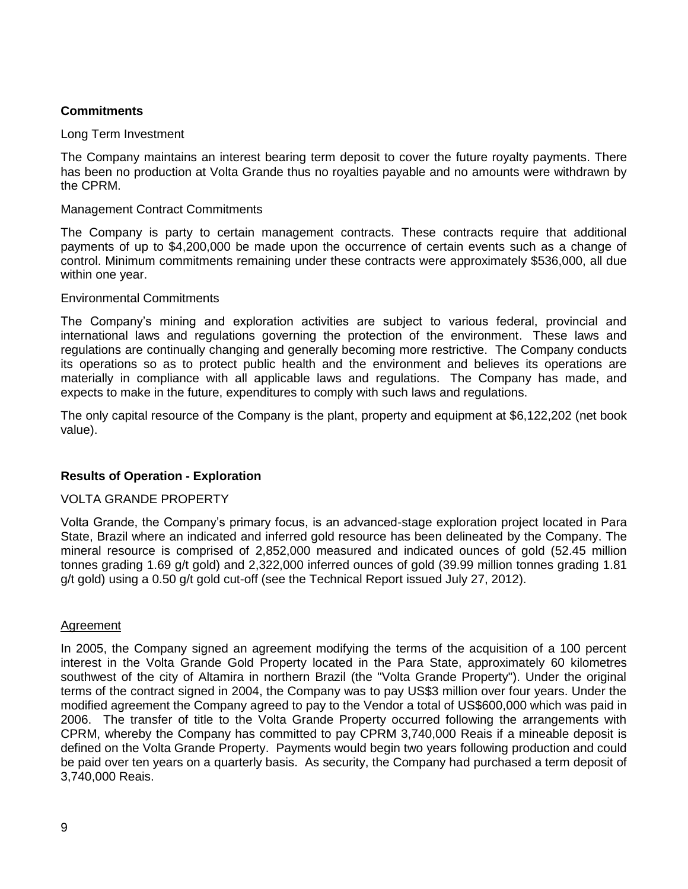## Commitments

Long Term Investment

The Company maintains an interest bearing term deposit to cover the future royalty payments. There has been no production at Volta Grande thus no royalties payable and no amounts were withdrawn by the CPRM.

Management Contract Commitments

The Company is party to certain management contracts. These contracts require that additional payments of up to $4,200,000 be made upon the occurrence of certain events such as a change of control. Minimum commitments remaining under these contracts were approximately $536,000, all due within one year.

Environmental Commitments

The Company's mining and exploration activities are subject to various federal, provincial and international laws and regulations governing the protection of the environment. These laws and regulations are continually changing and generally becoming more restrictive. The Company conducts its operations so as to protect public health and the environment and believes its operations are materially in compliance with all applicable laws and regulations. The Company has made, and expects to make in the future, expenditures to comply with such laws and regulations.

The only capital resource of the Company is the plant, property and equipment at $6,122,202 (net book value).

## Results of Operation - Exploration

VOLTA GRANDE PROPERTY

Volta Grande, the Company's primary focus, is an advanced-stage exploration project located in Para State, Brazil where an indicated and inferred gold resource has been delineated by the Company. The mineral resource is comprised of 2,852,000 measured and indicated ounces of gold (52.45 million tonnes grading 1.69 g/t gold) and 2,322,000 inferred ounces of gold (39.99 million tonnes grading 1.81 g/t gold) using a 0.50 g/t gold cut-off (see the Technical Report issued July 27, 2012).

Agreement

In 2005, the Company signed an agreement modifying the terms of the acquisition of a 100 percent interest in the Volta Grande Gold Property located in the Para State, approximately 60 kilometres southwest of the city of Altamira in northern Brazil (the "Volta Grande Property"). Under the original terms of the contract signed in 2004, the Company was to pay US$3 million over four years. Under the modified agreement the Company agreed to pay to the Vendor a total of US$600,000 which was paid in 2006. The transfer of title to the Volta Grande Property occurred following the arrangements with CPRM, whereby the Company has committed to pay CPRM 3,740,000 Reais if a mineable deposit is defined on the Volta Grande Property. Payments would begin two years following production and could be paid over ten years on a quarterly basis. As security, the Company had purchased a term deposit of 3,740,000 Reais.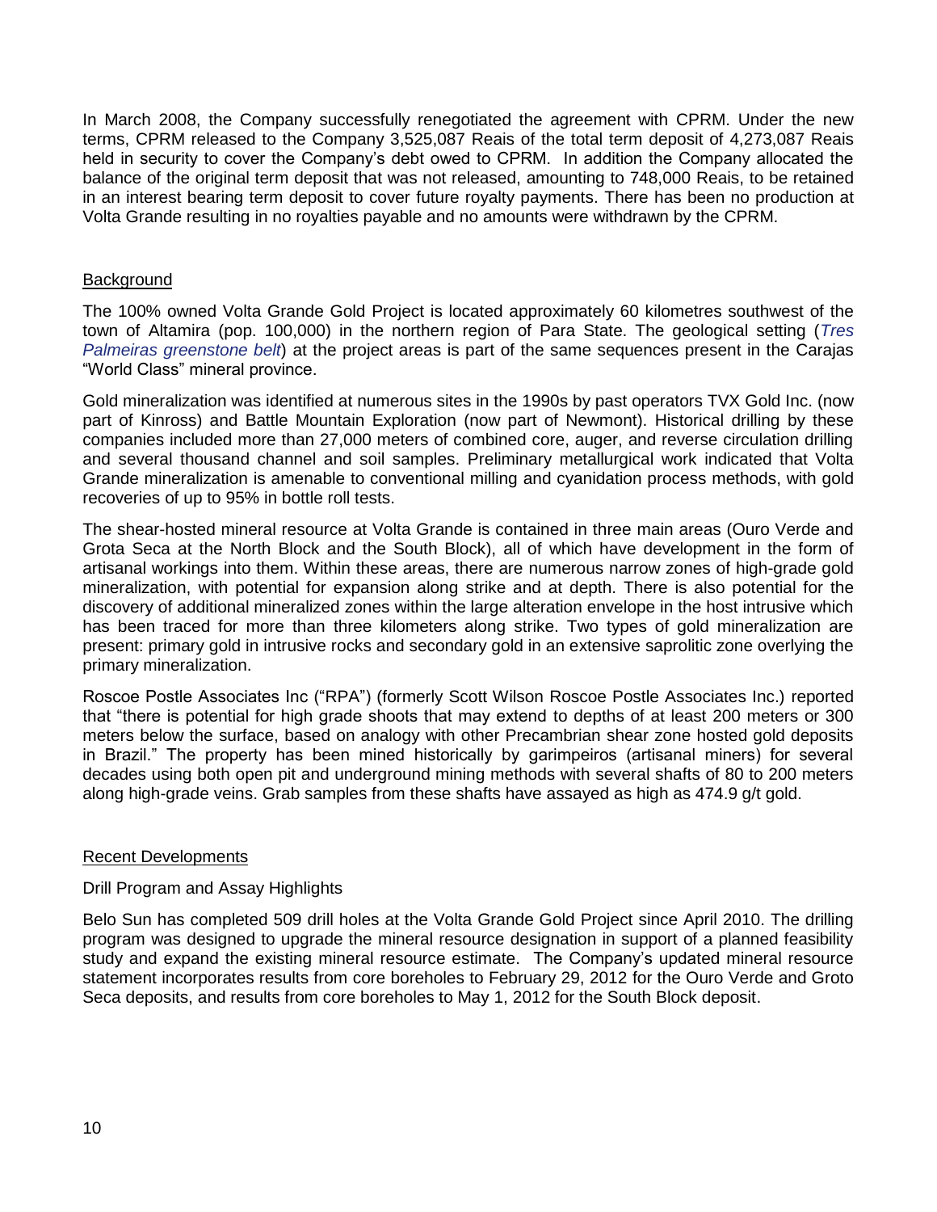In March 2008, the Company successfully renegotiated the agreement with CPRM. Under the new terms, CPRM released to the Company 3,525,087 Reais of the total term deposit of 4,273,087 Reais held in security to cover the Company's debt owed to CPRM. In addition the Company allocated the balance of the original term deposit that was not released, amounting to 748,000 Reais, to be retained in an interest bearing term deposit to cover future royalty payments. There has been no production at Volta Grande resulting in no royalties payable and no amounts were withdrawn by the CPRM.

## Background

The 100% owned Volta Grande Gold Project is located approximately 60 kilometres southwest of the town of Altamira (pop. 100,000) in the northern region of Para State. The geological setting (*Tres Palmeiras greenstone belt*) at the project areas is part of the same sequences present in the Carajas "World Class" mineral province.

Gold mineralization was identified at numerous sites in the 1990s by past operators TVX Gold Inc. (now part of Kinross) and Battle Mountain Exploration (now part of Newmont). Historical drilling by these companies included more than 27,000 meters of combined core, auger, and reverse circulation drilling and several thousand channel and soil samples. Preliminary metallurgical work indicated that Volta Grande mineralization is amenable to conventional milling and cyanidation process methods, with gold recoveries of up to 95% in bottle roll tests.

The shear-hosted mineral resource at Volta Grande is contained in three main areas (Ouro Verde and Grota Seca at the North Block and the South Block), all of which have development in the form of artisanal workings into them. Within these areas, there are numerous narrow zones of high-grade gold mineralization, with potential for expansion along strike and at depth. There is also potential for the discovery of additional mineralized zones within the large alteration envelope in the host intrusive which has been traced for more than three kilometers along strike. Two types of gold mineralization are present: primary gold in intrusive rocks and secondary gold in an extensive saprolitic zone overlying the primary mineralization.

Roscoe Postle Associates Inc ("RPA") (formerly Scott Wilson Roscoe Postle Associates Inc.) reported that "there is potential for high grade shoots that may extend to depths of at least 200 meters or 300 meters below the surface, based on analogy with other Precambrian shear zone hosted gold deposits in Brazil." The property has been mined historically by garimpeiros (artisanal miners) for several decades using both open pit and underground mining methods with several shafts of 80 to 200 meters along high-grade veins. Grab samples from these shafts have assayed as high as 474.9 g/t gold.

## Recent Developments

### Drill Program and Assay Highlights

Belo Sun has completed 509 drill holes at the Volta Grande Gold Project since April 2010. The drilling program was designed to upgrade the mineral resource designation in support of a planned feasibility study and expand the existing mineral resource estimate. The Company's updated mineral resource statement incorporates results from core boreholes to February 29, 2012 for the Ouro Verde and Groto Seca deposits, and results from core boreholes to May 1, 2012 for the South Block deposit.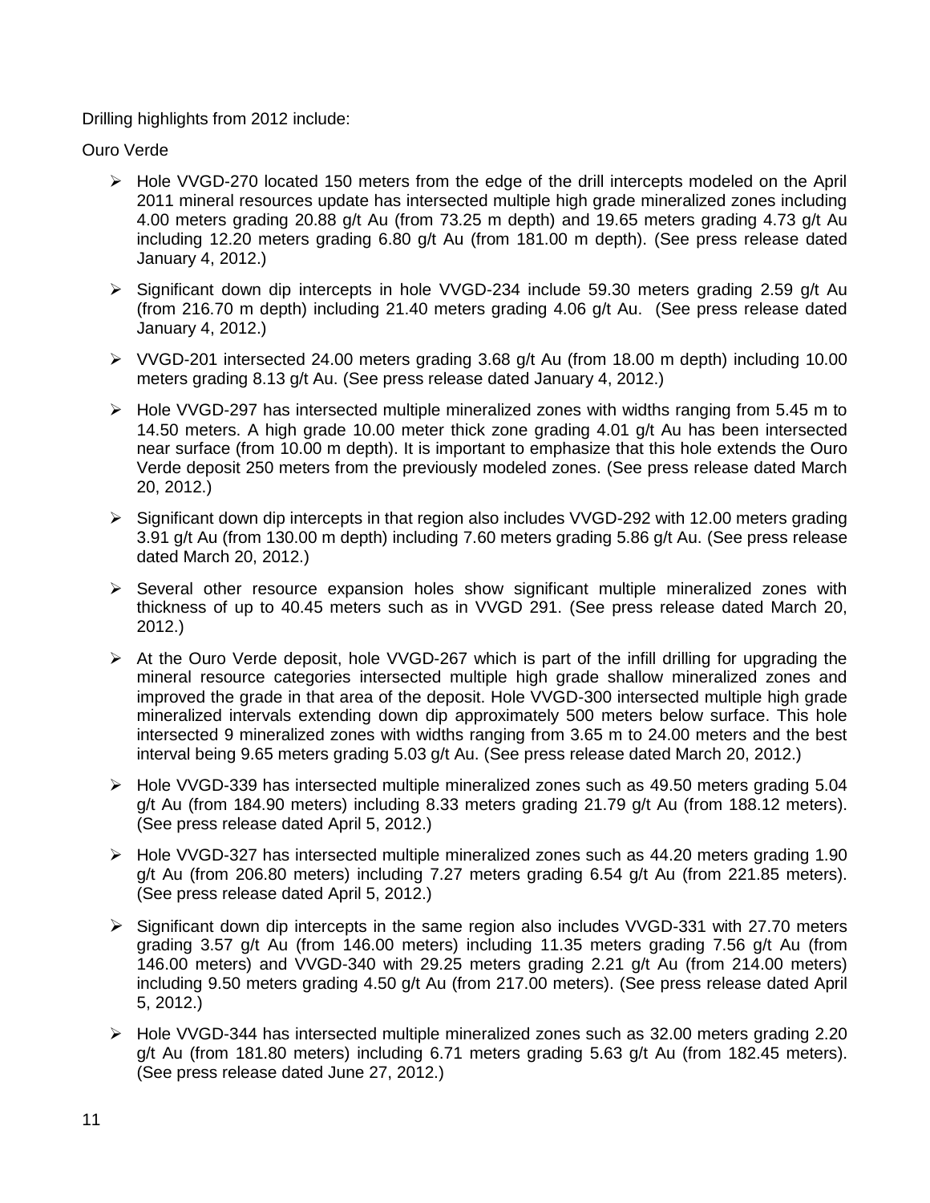Drilling highlights from 2012 include:

Ouro Verde

- Hole VVGD-270 located 150 meters from the edge of the drill intercepts modeled on the April 2011 mineral resources update has intersected multiple high grade mineralized zones including 4.00 meters grading 20.88 g/t Au (from 73.25 m depth) and 19.65 meters grading 4.73 g/t Au including 12.20 meters grading 6.80 g/t Au (from 181.00 m depth). (See press release dated January 4, 2012.)
- Significant down dip intercepts in hole VVGD-234 include 59.30 meters grading 2.59 g/t Au (from 216.70 m depth) including 21.40 meters grading 4.06 g/t Au. (See press release dated January 4, 2012.)
- VVGD-201 intersected 24.00 meters grading 3.68 g/t Au (from 18.00 m depth) including 10.00 meters grading 8.13 g/t Au. (See press release dated January 4, 2012.)
- Hole VVGD-297 has intersected multiple mineralized zones with widths ranging from 5.45 m to 14.50 meters. A high grade 10.00 meter thick zone grading 4.01 g/t Au has been intersected near surface (from 10.00 m depth). It is important to emphasize that this hole extends the Ouro Verde deposit 250 meters from the previously modeled zones. (See press release dated March 20, 2012.)
- Significant down dip intercepts in that region also includes VVGD-292 with 12.00 meters grading 3.91 g/t Au (from 130.00 m depth) including 7.60 meters grading 5.86 g/t Au. (See press release dated March 20, 2012.)
- Several other resource expansion holes show significant multiple mineralized zones with thickness of up to 40.45 meters such as in VVGD 291. (See press release dated March 20, 2012.)
- At the Ouro Verde deposit, hole VVGD-267 which is part of the infill drilling for upgrading the mineral resource categories intersected multiple high grade shallow mineralized zones and improved the grade in that area of the deposit. Hole VVGD-300 intersected multiple high grade mineralized intervals extending down dip approximately 500 meters below surface. This hole intersected 9 mineralized zones with widths ranging from 3.65 m to 24.00 meters and the best interval being 9.65 meters grading 5.03 g/t Au. (See press release dated March 20, 2012.)
- Hole VVGD-339 has intersected multiple mineralized zones such as 49.50 meters grading 5.04 g/t Au (from 184.90 meters) including 8.33 meters grading 21.79 g/t Au (from 188.12 meters). (See press release dated April 5, 2012.)
- Hole VVGD-327 has intersected multiple mineralized zones such as 44.20 meters grading 1.90 g/t Au (from 206.80 meters) including 7.27 meters grading 6.54 g/t Au (from 221.85 meters). (See press release dated April 5, 2012.)
- Significant down dip intercepts in the same region also includes VVGD-331 with 27.70 meters grading 3.57 g/t Au (from 146.00 meters) including 11.35 meters grading 7.56 g/t Au (from 146.00 meters) and VVGD-340 with 29.25 meters grading 2.21 g/t Au (from 214.00 meters) including 9.50 meters grading 4.50 g/t Au (from 217.00 meters). (See press release dated April 5, 2012.)
- Hole VVGD-344 has intersected multiple mineralized zones such as 32.00 meters grading 2.20 g/t Au (from 181.80 meters) including 6.71 meters grading 5.63 g/t Au (from 182.45 meters). (See press release dated June 27, 2012.)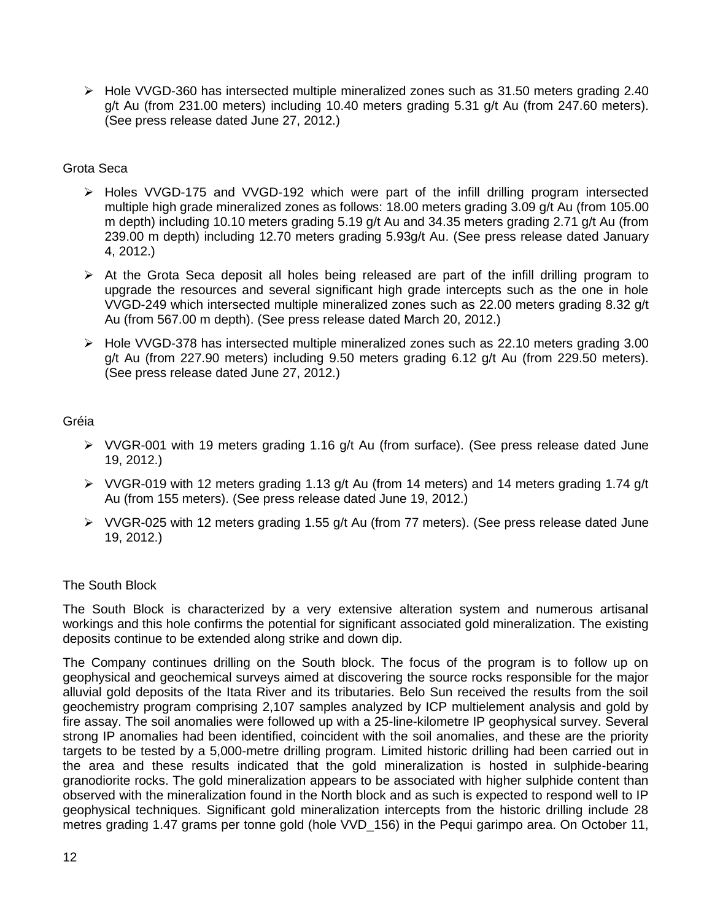- Hole VVGD-360 has intersected multiple mineralized zones such as 31.50 meters grading 2.40 g/t Au (from 231.00 meters) including 10.40 meters grading 5.31 g/t Au (from 247.60 meters). (See press release dated June 27, 2012.)

Grota Seca

- Holes VVGD-175 and VVGD-192 which were part of the infill drilling program intersected multiple high grade mineralized zones as follows: 18.00 meters grading 3.09 g/t Au (from 105.00 m depth) including 10.10 meters grading 5.19 g/t Au and 34.35 meters grading 2.71 g/t Au (from 239.00 m depth) including 12.70 meters grading 5.93g/t Au. (See press release dated January 4, 2012.)
- At the Grota Seca deposit all holes being released are part of the infill drilling program to upgrade the resources and several significant high grade intercepts such as the one in hole VVGD-249 which intersected multiple mineralized zones such as 22.00 meters grading 8.32 g/t Au (from 567.00 m depth). (See press release dated March 20, 2012.)
- Hole VVGD-378 has intersected multiple mineralized zones such as 22.10 meters grading 3.00 g/t Au (from 227.90 meters) including 9.50 meters grading 6.12 g/t Au (from 229.50 meters). (See press release dated June 27, 2012.)

Gréia

- VVGR-001 with 19 meters grading 1.16 g/t Au (from surface). (See press release dated June 19, 2012.)
- VVGR-019 with 12 meters grading 1.13 g/t Au (from 14 meters) and 14 meters grading 1.74 g/t Au (from 155 meters). (See press release dated June 19, 2012.)
- VVGR-025 with 12 meters grading 1.55 g/t Au (from 77 meters). (See press release dated June 19, 2012.)

The South Block

The South Block is characterized by a very extensive alteration system and numerous artisanal workings and this hole confirms the potential for significant associated gold mineralization. The existing deposits continue to be extended along strike and down dip.

The Company continues drilling on the South block. The focus of the program is to follow up on geophysical and geochemical surveys aimed at discovering the source rocks responsible for the major alluvial gold deposits of the Itata River and its tributaries. Belo Sun received the results from the soil geochemistry program comprising 2,107 samples analyzed by ICP multielement analysis and gold by fire assay. The soil anomalies were followed up with a 25-line-kilometre IP geophysical survey. Several strong IP anomalies had been identified, coincident with the soil anomalies, and these are the priority targets to be tested by a 5,000-metre drilling program. Limited historic drilling had been carried out in the area and these results indicated that the gold mineralization is hosted in sulphide-bearing granodiorite rocks. The gold mineralization appears to be associated with higher sulphide content than observed with the mineralization found in the North block and as such is expected to respond well to IP geophysical techniques. Significant gold mineralization intercepts from the historic drilling include 28 metres grading 1.47 grams per tonne gold (hole VVD_156) in the Pequi garimpo area. On October 11,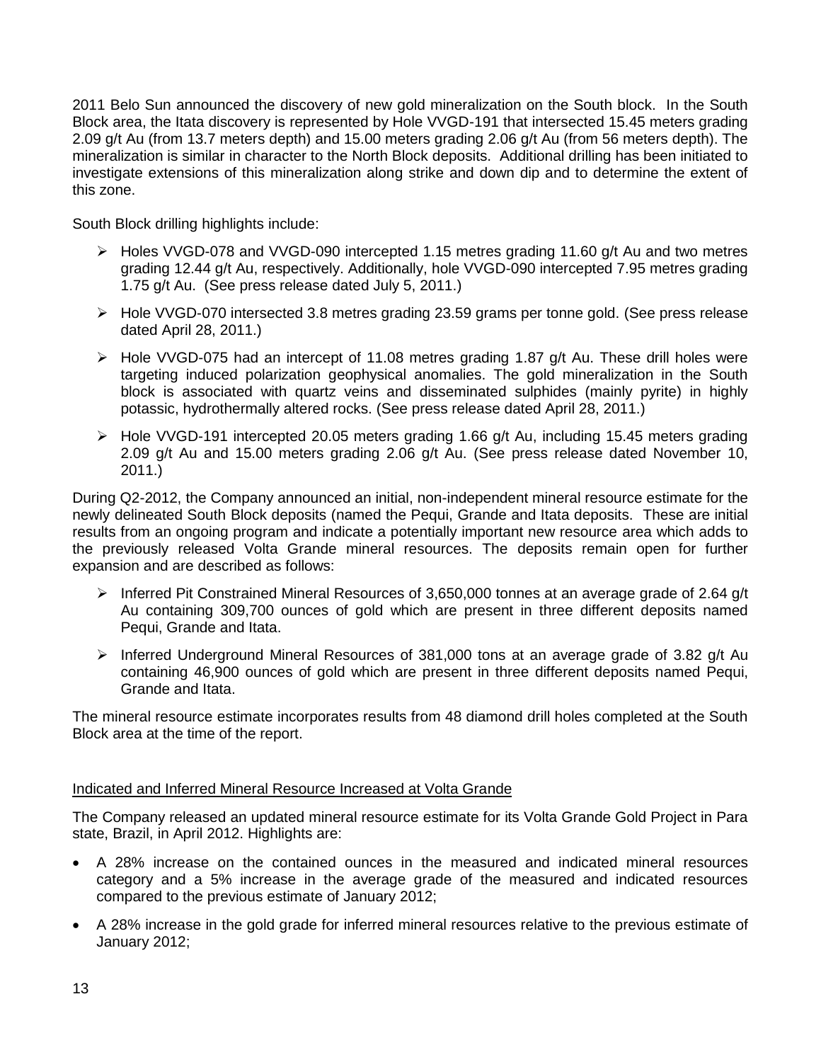2011 Belo Sun announced the discovery of new gold mineralization on the South block. In the South Block area, the Itata discovery is represented by Hole VVGD-191 that intersected 15.45 meters grading 2.09 g/t Au (from 13.7 meters depth) and 15.00 meters grading 2.06 g/t Au (from 56 meters depth). The mineralization is similar in character to the North Block deposits. Additional drilling has been initiated to investigate extensions of this mineralization along strike and down dip and to determine the extent of this zone.

South Block drilling highlights include:

- Holes VVGD-078 and VVGD-090 intercepted 1.15 metres grading 11.60 g/t Au and two metres grading 12.44 g/t Au, respectively. Additionally, hole VVGD-090 intercepted 7.95 metres grading 1.75 g/t Au. (See press release dated July 5, 2011.)
- Hole VVGD-070 intersected 3.8 metres grading 23.59 grams per tonne gold. (See press release dated April 28, 2011.)
- Hole VVGD-075 had an intercept of 11.08 metres grading 1.87 g/t Au. These drill holes were targeting induced polarization geophysical anomalies. The gold mineralization in the South block is associated with quartz veins and disseminated sulphides (mainly pyrite) in highly potassic, hydrothermally altered rocks. (See press release dated April 28, 2011.)
- Hole VVGD-191 intercepted 20.05 meters grading 1.66 g/t Au, including 15.45 meters grading 2.09 g/t Au and 15.00 meters grading 2.06 g/t Au. (See press release dated November 10, 2011.)

During Q2-2012, the Company announced an initial, non-independent mineral resource estimate for the newly delineated South Block deposits (named the Pequi, Grande and Itata deposits. These are initial results from an ongoing program and indicate a potentially important new resource area which adds to the previously released Volta Grande mineral resources. The deposits remain open for further expansion and are described as follows:

- Inferred Pit Constrained Mineral Resources of 3,650,000 tonnes at an average grade of 2.64 g/t Au containing 309,700 ounces of gold which are present in three different deposits named Pequi, Grande and Itata.
- Inferred Underground Mineral Resources of 381,000 tons at an average grade of 3.82 g/t Au containing 46,900 ounces of gold which are present in three different deposits named Pequi, Grande and Itata.

The mineral resource estimate incorporates results from 48 diamond drill holes completed at the South Block area at the time of the report.

Indicated and Inferred Mineral Resource Increased at Volta Grande

The Company released an updated mineral resource estimate for its Volta Grande Gold Project in Para state, Brazil, in April 2012. Highlights are:

- A 28% increase on the contained ounces in the measured and indicated mineral resources category and a 5% increase in the average grade of the measured and indicated resources compared to the previous estimate of January 2012;
- A 28% increase in the gold grade for inferred mineral resources relative to the previous estimate of January 2012;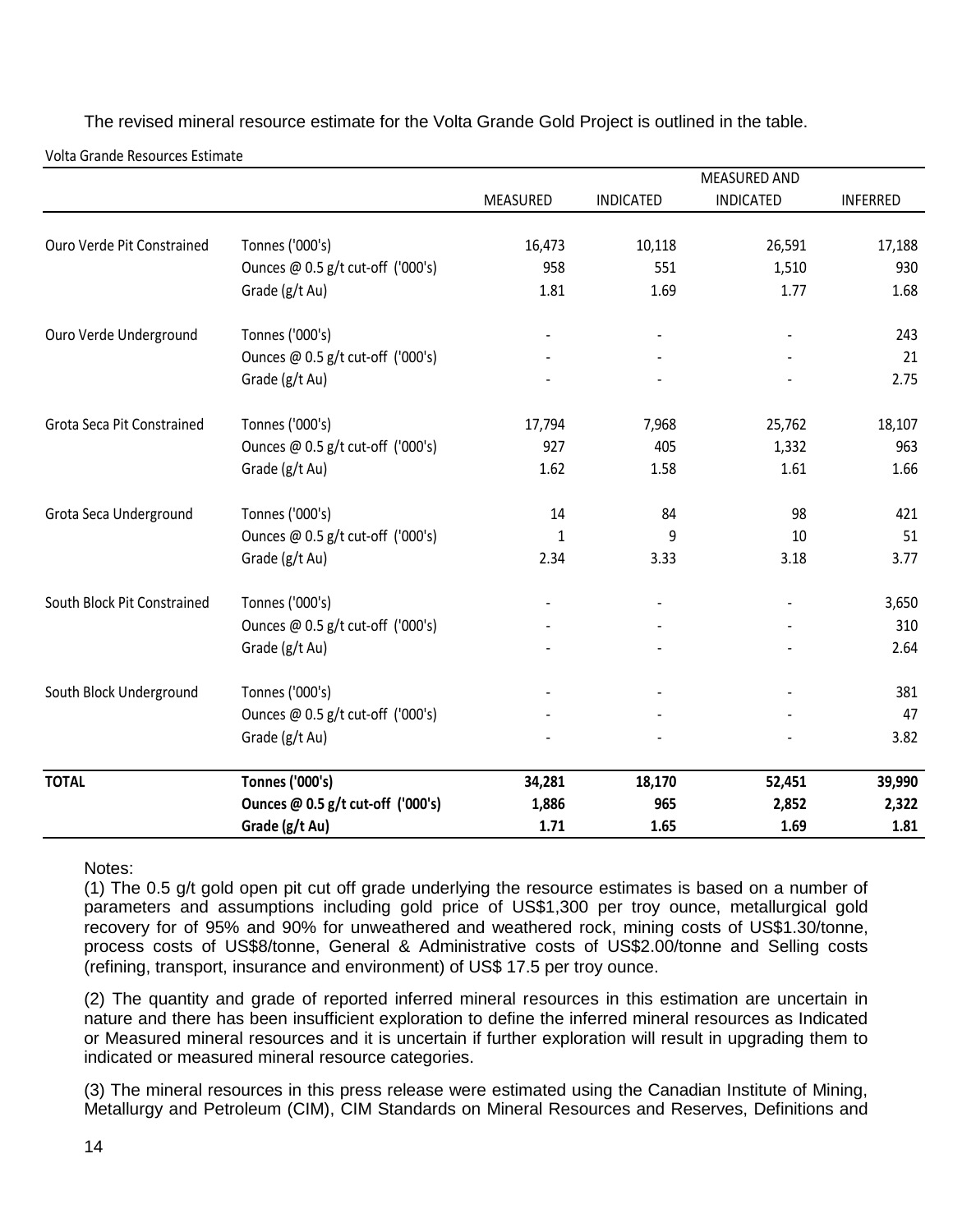The revised mineral resource estimate for the Volta Grande Gold Project is outlined in the table.

Volta Grande Resources Estimate

| | | MEASURED | INDICATED | MEASURED AND INDICATED | INFERRED |
|---|---|---|---|---|---|
| Ouro Verde Pit Constrained | Tonnes ('000's) | 16,473 | 10,118 | 26,591 | 17,188 |
| | Ounces @ 0.5 g/t cut-off ('000's) | 958 | 551 | 1,510 | 930 |
| | Grade (g/t Au) | 1.81 | 1.69 | 1.77 | 1.68 |
| Ouro Verde Underground | Tonnes ('000's) | - | - | - | 243 |
| | Ounces @ 0.5 g/t cut-off ('000's) | - | - | - | 21 |
| | Grade (g/t Au) | - | - | - | 2.75 |
| Grota Seca Pit Constrained | Tonnes ('000's) | 17,794 | 7,968 | 25,762 | 18,107 |
| | Ounces @ 0.5 g/t cut-off ('000's) | 927 | 405 | 1,332 | 963 |
| | Grade (g/t Au) | 1.62 | 1.58 | 1.61 | 1.66 |
| Grota Seca Underground | Tonnes ('000's) | 14 | 84 | 98 | 421 |
| | Ounces @ 0.5 g/t cut-off ('000's) | 1 | 9 | 10 | 51 |
| | Grade (g/t Au) | 2.34 | 3.33 | 3.18 | 3.77 |
| South Block Pit Constrained | Tonnes ('000's) | - | - | - | 3,650 |
| | Ounces @ 0.5 g/t cut-off ('000's) | - | - | - | 310 |
| | Grade (g/t Au) | - | - | - | 2.64 |
| South Block Underground | Tonnes ('000's) | - | - | - | 381 |
| | Ounces @ 0.5 g/t cut-off ('000's) | - | - | - | 47 |
| | Grade (g/t Au) | - | - | - | 3.82 |
| **TOTAL** | **Tonnes ('000's)** | **34,281** | **18,170** | **52,451** | **39,990** |
| | **Ounces @ 0.5 g/t cut-off ('000's)** | **1,886** | **965** | **2,852** | **2,322** |
| | **Grade (g/t Au)** | **1.71** | **1.65** | **1.69** | **1.81** |

Notes:

(1) The 0.5 g/t gold open pit cut off grade underlying the resource estimates is based on a number of parameters and assumptions including gold price of US$1,300 per troy ounce, metallurgical gold recovery for of 95% and 90% for unweathered and weathered rock, mining costs of US$1.30/tonne, process costs of US$8/tonne, General & Administrative costs of US$2.00/tonne and Selling costs (refining, transport, insurance and environment) of US$ 17.5 per troy ounce.

(2) The quantity and grade of reported inferred mineral resources in this estimation are uncertain in nature and there has been insufficient exploration to define the inferred mineral resources as Indicated or Measured mineral resources and it is uncertain if further exploration will result in upgrading them to indicated or measured mineral resource categories.

(3) The mineral resources in this press release were estimated using the Canadian Institute of Mining, Metallurgy and Petroleum (CIM), CIM Standards on Mineral Resources and Reserves, Definitions and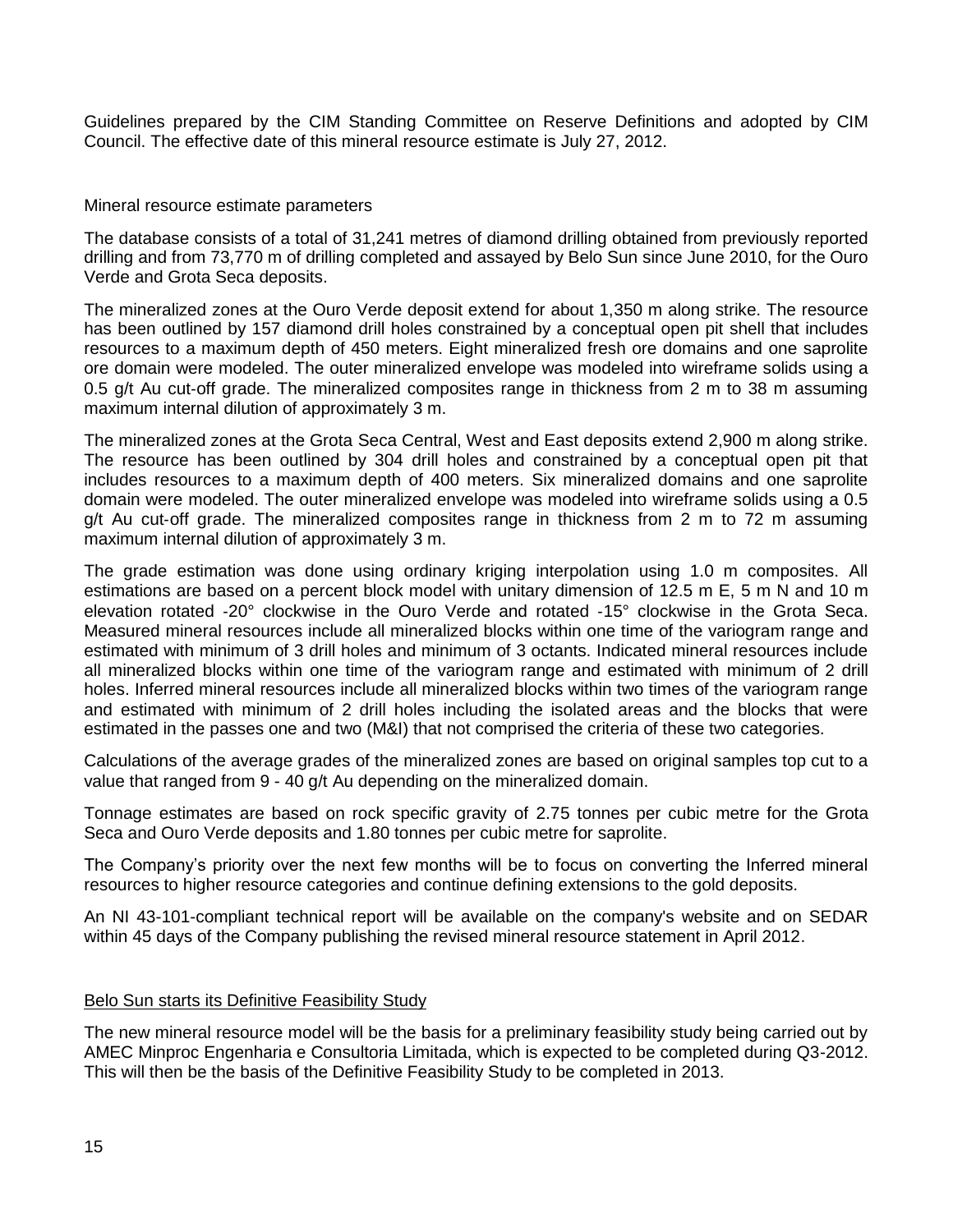Guidelines prepared by the CIM Standing Committee on Reserve Definitions and adopted by CIM Council. The effective date of this mineral resource estimate is July 27, 2012.

Mineral resource estimate parameters

The database consists of a total of 31,241 metres of diamond drilling obtained from previously reported drilling and from 73,770 m of drilling completed and assayed by Belo Sun since June 2010, for the Ouro Verde and Grota Seca deposits.

The mineralized zones at the Ouro Verde deposit extend for about 1,350 m along strike. The resource has been outlined by 157 diamond drill holes constrained by a conceptual open pit shell that includes resources to a maximum depth of 450 meters. Eight mineralized fresh ore domains and one saprolite ore domain were modeled. The outer mineralized envelope was modeled into wireframe solids using a 0.5 g/t Au cut-off grade. The mineralized composites range in thickness from 2 m to 38 m assuming maximum internal dilution of approximately 3 m.

The mineralized zones at the Grota Seca Central, West and East deposits extend 2,900 m along strike. The resource has been outlined by 304 drill holes and constrained by a conceptual open pit that includes resources to a maximum depth of 400 meters. Six mineralized domains and one saprolite domain were modeled. The outer mineralized envelope was modeled into wireframe solids using a 0.5 g/t Au cut-off grade. The mineralized composites range in thickness from 2 m to 72 m assuming maximum internal dilution of approximately 3 m.

The grade estimation was done using ordinary kriging interpolation using 1.0 m composites. All estimations are based on a percent block model with unitary dimension of 12.5 m E, 5 m N and 10 m elevation rotated -20° clockwise in the Ouro Verde and rotated -15° clockwise in the Grota Seca. Measured mineral resources include all mineralized blocks within one time of the variogram range and estimated with minimum of 3 drill holes and minimum of 3 octants. Indicated mineral resources include all mineralized blocks within one time of the variogram range and estimated with minimum of 2 drill holes. Inferred mineral resources include all mineralized blocks within two times of the variogram range and estimated with minimum of 2 drill holes including the isolated areas and the blocks that were estimated in the passes one and two (M&I) that not comprised the criteria of these two categories.

Calculations of the average grades of the mineralized zones are based on original samples top cut to a value that ranged from 9 - 40 g/t Au depending on the mineralized domain.

Tonnage estimates are based on rock specific gravity of 2.75 tonnes per cubic metre for the Grota Seca and Ouro Verde deposits and 1.80 tonnes per cubic metre for saprolite.

The Company's priority over the next few months will be to focus on converting the Inferred mineral resources to higher resource categories and continue defining extensions to the gold deposits.

An NI 43-101-compliant technical report will be available on the company's website and on SEDAR within 45 days of the Company publishing the revised mineral resource statement in April 2012.

## Belo Sun starts its Definitive Feasibility Study

The new mineral resource model will be the basis for a preliminary feasibility study being carried out by AMEC Minproc Engenharia e Consultoria Limitada, which is expected to be completed during Q3-2012. This will then be the basis of the Definitive Feasibility Study to be completed in 2013.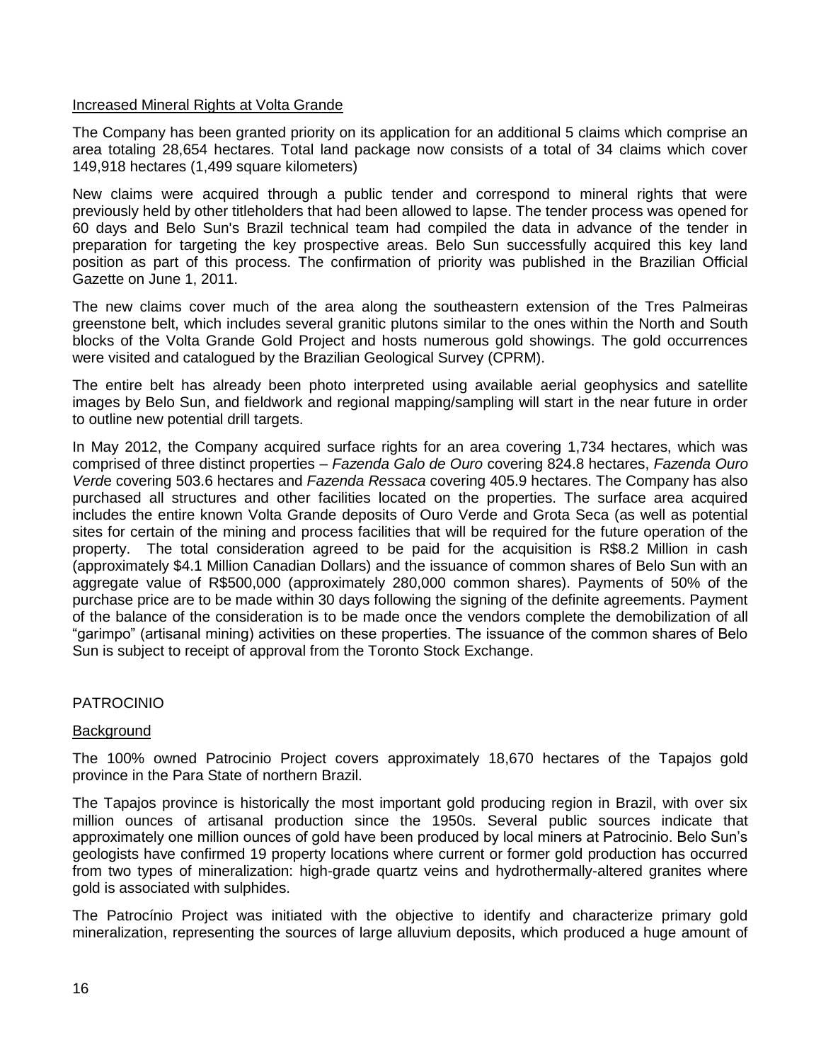Increased Mineral Rights at Volta Grande

The Company has been granted priority on its application for an additional 5 claims which comprise an area totaling 28,654 hectares. Total land package now consists of a total of 34 claims which cover 149,918 hectares (1,499 square kilometers)

New claims were acquired through a public tender and correspond to mineral rights that were previously held by other titleholders that had been allowed to lapse. The tender process was opened for 60 days and Belo Sun's Brazil technical team had compiled the data in advance of the tender in preparation for targeting the key prospective areas. Belo Sun successfully acquired this key land position as part of this process. The confirmation of priority was published in the Brazilian Official Gazette on June 1, 2011.

The new claims cover much of the area along the southeastern extension of the Tres Palmeiras greenstone belt, which includes several granitic plutons similar to the ones within the North and South blocks of the Volta Grande Gold Project and hosts numerous gold showings. The gold occurrences were visited and catalogued by the Brazilian Geological Survey (CPRM).

The entire belt has already been photo interpreted using available aerial geophysics and satellite images by Belo Sun, and fieldwork and regional mapping/sampling will start in the near future in order to outline new potential drill targets.

In May 2012, the Company acquired surface rights for an area covering 1,734 hectares, which was comprised of three distinct properties – *Fazenda Galo de Ouro* covering 824.8 hectares, *Fazenda Ouro Verde* covering 503.6 hectares and *Fazenda Ressaca* covering 405.9 hectares. The Company has also purchased all structures and other facilities located on the properties. The surface area acquired includes the entire known Volta Grande deposits of Ouro Verde and Grota Seca (as well as potential sites for certain of the mining and process facilities that will be required for the future operation of the property. The total consideration agreed to be paid for the acquisition is R$8.2 Million in cash (approximately $4.1 Million Canadian Dollars) and the issuance of common shares of Belo Sun with an aggregate value of R$500,000 (approximately 280,000 common shares). Payments of 50% of the purchase price are to be made within 30 days following the signing of the definite agreements. Payment of the balance of the consideration is to be made once the vendors complete the demobilization of all "garimpo" (artisanal mining) activities on these properties. The issuance of the common shares of Belo Sun is subject to receipt of approval from the Toronto Stock Exchange.

## PATROCINIO

Background

The 100% owned Patrocinio Project covers approximately 18,670 hectares of the Tapajos gold province in the Para State of northern Brazil.

The Tapajos province is historically the most important gold producing region in Brazil, with over six million ounces of artisanal production since the 1950s. Several public sources indicate that approximately one million ounces of gold have been produced by local miners at Patrocinio. Belo Sun's geologists have confirmed 19 property locations where current or former gold production has occurred from two types of mineralization: high-grade quartz veins and hydrothermally-altered granites where gold is associated with sulphides.

The Patrocínio Project was initiated with the objective to identify and characterize primary gold mineralization, representing the sources of large alluvium deposits, which produced a huge amount of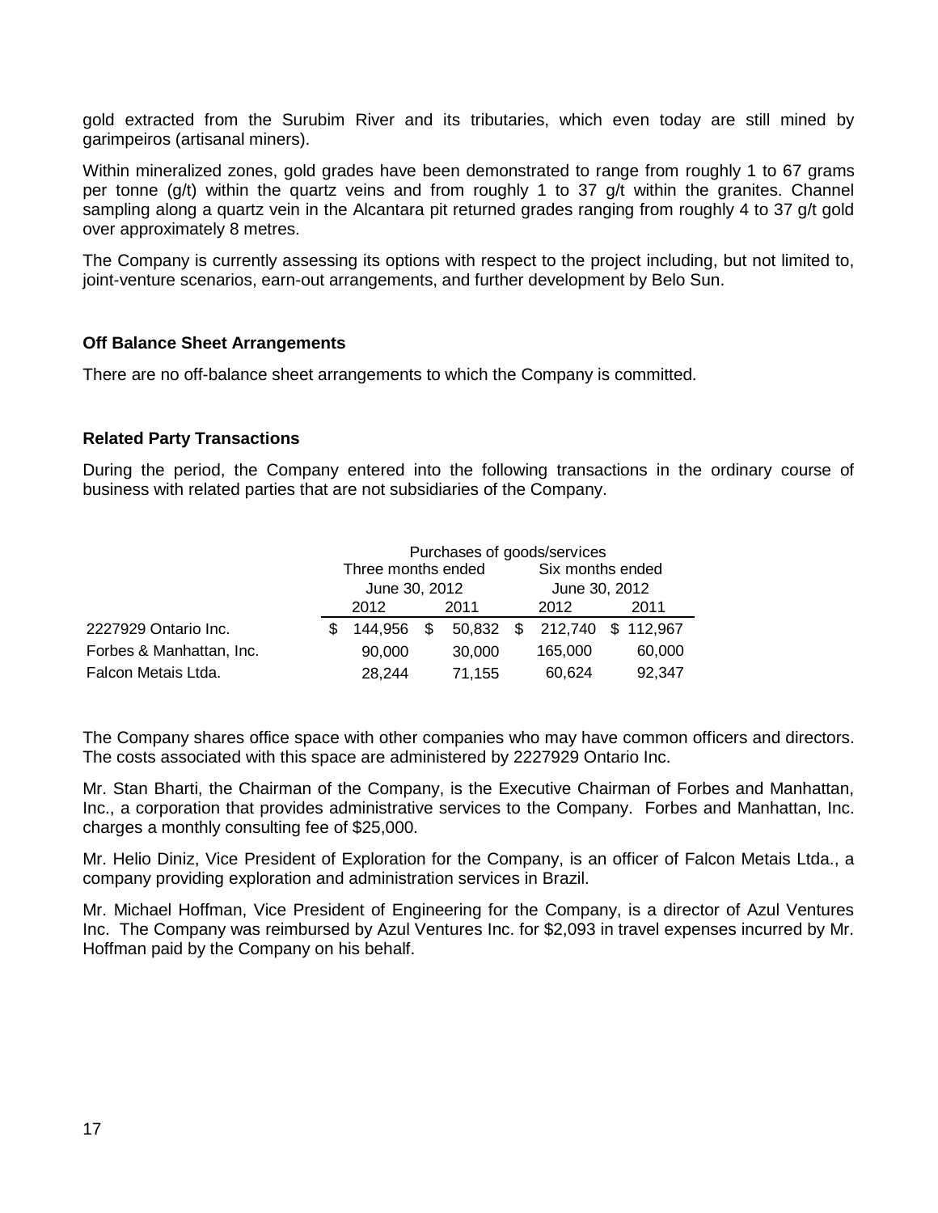gold extracted from the Surubim River and its tributaries, which even today are still mined by garimpeiros (artisanal miners).

Within mineralized zones, gold grades have been demonstrated to range from roughly 1 to 67 grams per tonne (g/t) within the quartz veins and from roughly 1 to 37 g/t within the granites. Channel sampling along a quartz vein in the Alcantara pit returned grades ranging from roughly 4 to 37 g/t gold over approximately 8 metres.

The Company is currently assessing its options with respect to the project including, but not limited to, joint-venture scenarios, earn-out arrangements, and further development by Belo Sun.

### Off Balance Sheet Arrangements

There are no off-balance sheet arrangements to which the Company is committed.

### Related Party Transactions

During the period, the Company entered into the following transactions in the ordinary course of business with related parties that are not subsidiaries of the Company.

| | Purchases of goods/services | | | |
|---|---|---|---|---|
| | Three months ended June 30, 2012 | | Six months ended June 30, 2012 | |
| | 2012 | 2011 | 2012 | 2011 |
| 2227929 Ontario Inc. | $ 144,956 | $ 50,832 | $ 212,740 | $ 112,967 |
| Forbes & Manhattan, Inc. | 90,000 | 30,000 | 165,000 | 60,000 |
| Falcon Metais Ltda. | 28,244 | 71,155 | 60,624 | 92,347 |

The Company shares office space with other companies who may have common officers and directors. The costs associated with this space are administered by 2227929 Ontario Inc.

Mr. Stan Bharti, the Chairman of the Company, is the Executive Chairman of Forbes and Manhattan, Inc., a corporation that provides administrative services to the Company. Forbes and Manhattan, Inc. charges a monthly consulting fee of $25,000.

Mr. Helio Diniz, Vice President of Exploration for the Company, is an officer of Falcon Metais Ltda., a company providing exploration and administration services in Brazil.

Mr. Michael Hoffman, Vice President of Engineering for the Company, is a director of Azul Ventures Inc. The Company was reimbursed by Azul Ventures Inc. for $2,093 in travel expenses incurred by Mr. Hoffman paid by the Company on his behalf.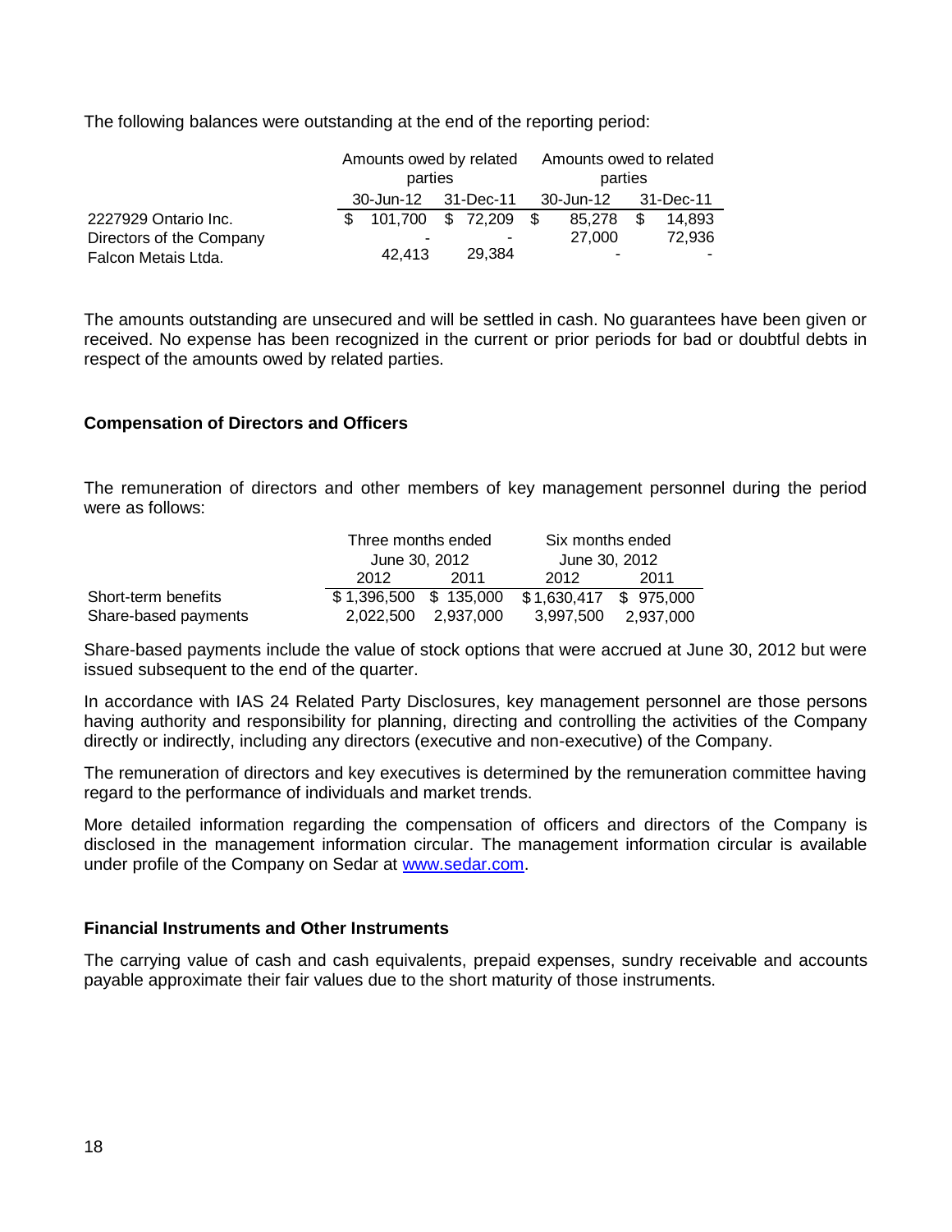The following balances were outstanding at the end of the reporting period:

| | Amounts owed by related parties | | Amounts owed to related parties | |
|---|---|---|---|---|
| | 30-Jun-12 | 31-Dec-11 | 30-Jun-12 | 31-Dec-11 |
| 2227929 Ontario Inc. | $ 101,700 | $ 72,209 | $ 85,278 | $ 14,893 |
| Directors of the Company | - | - | 27,000 | 72,936 |
| Falcon Metais Ltda. | 42,413 | 29,384 | - | - |

The amounts outstanding are unsecured and will be settled in cash. No guarantees have been given or received. No expense has been recognized in the current or prior periods for bad or doubtful debts in respect of the amounts owed by related parties.

**Compensation of Directors and Officers**

The remuneration of directors and other members of key management personnel during the period were as follows:

| | Three months ended June 30, 2012 | | Six months ended June 30, 2012 | |
|---|---|---|---|---|
| | 2012 | 2011 | 2012 | 2011 |
| Short-term benefits | $ 1,396,500 | $ 135,000 | $ 1,630,417 | $ 975,000 |
| Share-based payments | 2,022,500 | 2,937,000 | 3,997,500 | 2,937,000 |

Share-based payments include the value of stock options that were accrued at June 30, 2012 but were issued subsequent to the end of the quarter.

In accordance with IAS 24 Related Party Disclosures, key management personnel are those persons having authority and responsibility for planning, directing and controlling the activities of the Company directly or indirectly, including any directors (executive and non-executive) of the Company.

The remuneration of directors and key executives is determined by the remuneration committee having regard to the performance of individuals and market trends.

More detailed information regarding the compensation of officers and directors of the Company is disclosed in the management information circular. The management information circular is available under profile of the Company on Sedar at www.sedar.com.

**Financial Instruments and Other Instruments**

The carrying value of cash and cash equivalents, prepaid expenses, sundry receivable and accounts payable approximate their fair values due to the short maturity of those instruments.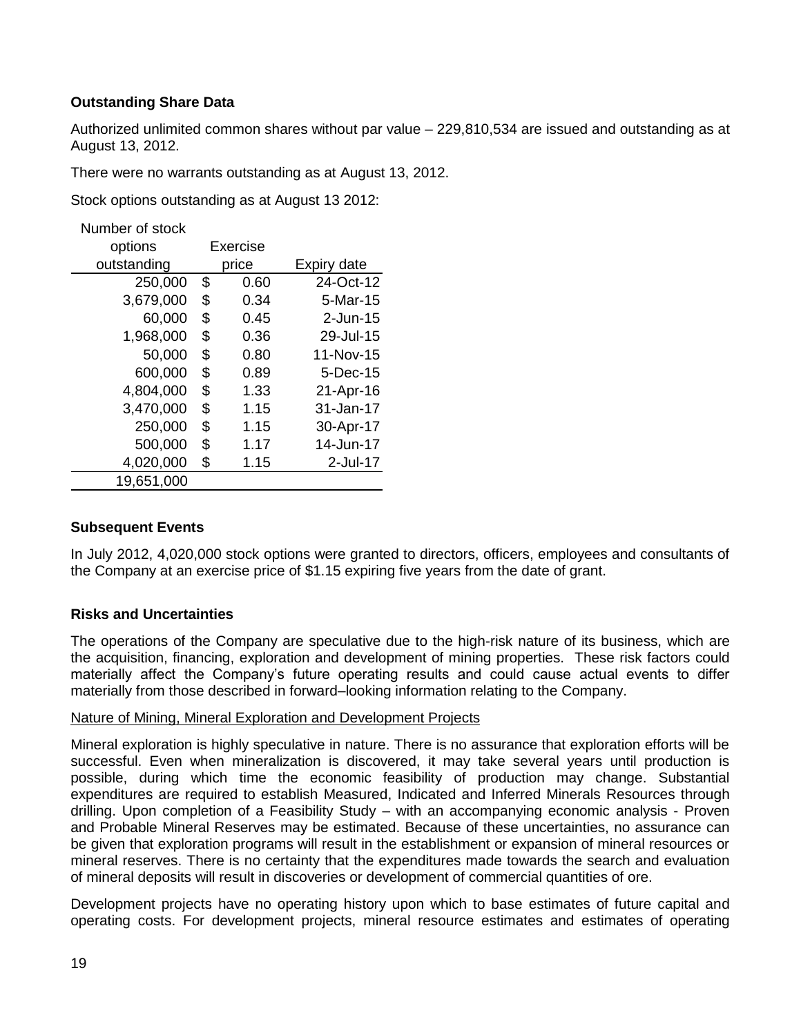**Outstanding Share Data**

Authorized unlimited common shares without par value – 229,810,534 are issued and outstanding as at August 13, 2012.

There were no warrants outstanding as at August 13, 2012.

Stock options outstanding as at August 13 2012:

| Number of stock options outstanding | Exercise price | Expiry date |
|---:|---:|---:|
| 250,000 | $ 0.60 | 24-Oct-12 |
| 3,679,000 | $ 0.34 | 5-Mar-15 |
| 60,000 | $ 0.45 | 2-Jun-15 |
| 1,968,000 | $ 0.36 | 29-Jul-15 |
| 50,000 | $ 0.80 | 11-Nov-15 |
| 600,000 | $ 0.89 | 5-Dec-15 |
| 4,804,000 | $ 1.33 | 21-Apr-16 |
| 3,470,000 | $ 1.15 | 31-Jan-17 |
| 250,000 | $ 1.15 | 30-Apr-17 |
| 500,000 | $ 1.17 | 14-Jun-17 |
| 4,020,000 | $ 1.15 | 2-Jul-17 |
| 19,651,000 | | |

**Subsequent Events**

In July 2012, 4,020,000 stock options were granted to directors, officers, employees and consultants of the Company at an exercise price of $1.15 expiring five years from the date of grant.

**Risks and Uncertainties**

The operations of the Company are speculative due to the high-risk nature of its business, which are the acquisition, financing, exploration and development of mining properties. These risk factors could materially affect the Company's future operating results and could cause actual events to differ materially from those described in forward–looking information relating to the Company.

Nature of Mining, Mineral Exploration and Development Projects

Mineral exploration is highly speculative in nature. There is no assurance that exploration efforts will be successful. Even when mineralization is discovered, it may take several years until production is possible, during which time the economic feasibility of production may change. Substantial expenditures are required to establish Measured, Indicated and Inferred Minerals Resources through drilling. Upon completion of a Feasibility Study – with an accompanying economic analysis - Proven and Probable Mineral Reserves may be estimated. Because of these uncertainties, no assurance can be given that exploration programs will result in the establishment or expansion of mineral resources or mineral reserves. There is no certainty that the expenditures made towards the search and evaluation of mineral deposits will result in discoveries or development of commercial quantities of ore.

Development projects have no operating history upon which to base estimates of future capital and operating costs. For development projects, mineral resource estimates and estimates of operating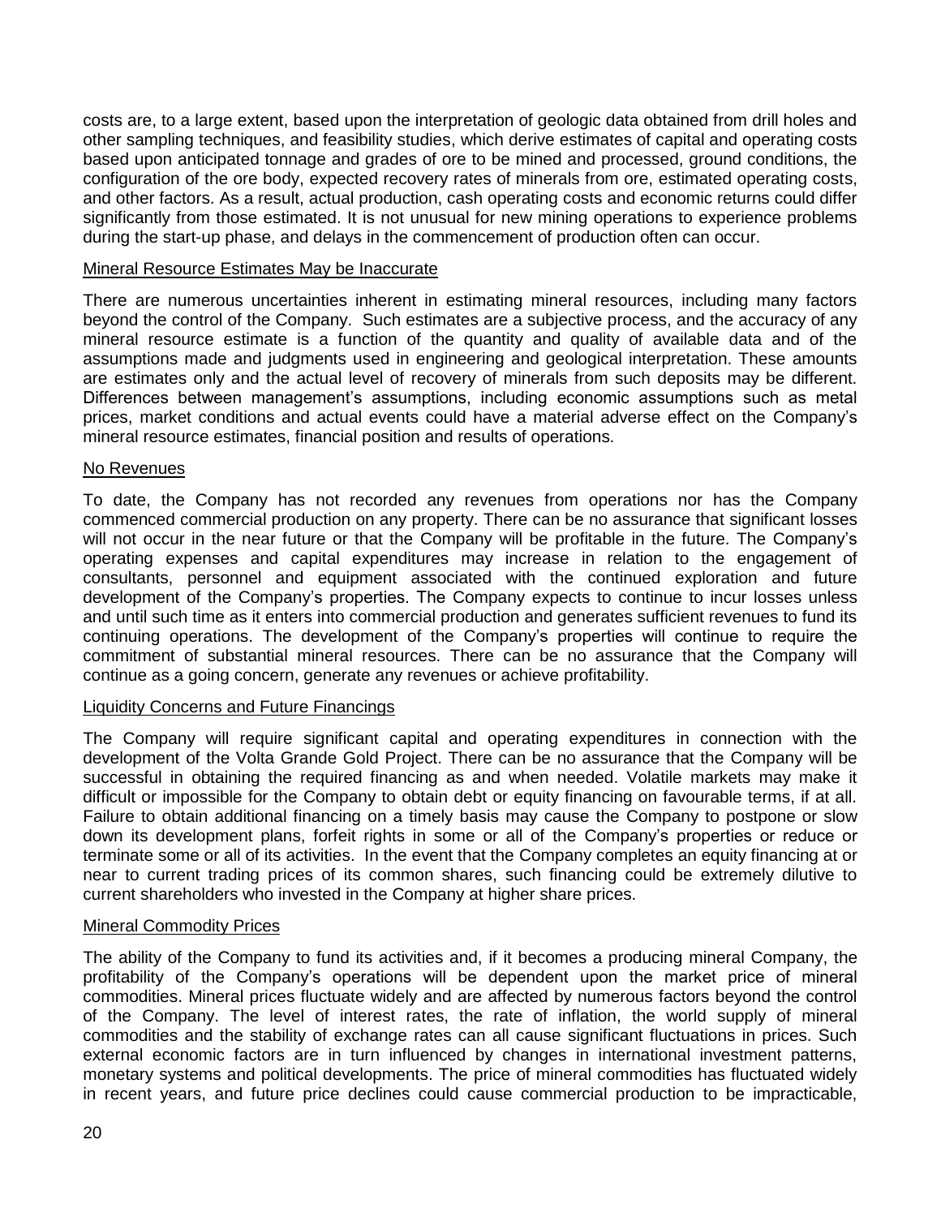costs are, to a large extent, based upon the interpretation of geologic data obtained from drill holes and other sampling techniques, and feasibility studies, which derive estimates of capital and operating costs based upon anticipated tonnage and grades of ore to be mined and processed, ground conditions, the configuration of the ore body, expected recovery rates of minerals from ore, estimated operating costs, and other factors. As a result, actual production, cash operating costs and economic returns could differ significantly from those estimated. It is not unusual for new mining operations to experience problems during the start-up phase, and delays in the commencement of production often can occur.

#### Mineral Resource Estimates May be Inaccurate

There are numerous uncertainties inherent in estimating mineral resources, including many factors beyond the control of the Company. Such estimates are a subjective process, and the accuracy of any mineral resource estimate is a function of the quantity and quality of available data and of the assumptions made and judgments used in engineering and geological interpretation. These amounts are estimates only and the actual level of recovery of minerals from such deposits may be different. Differences between management's assumptions, including economic assumptions such as metal prices, market conditions and actual events could have a material adverse effect on the Company's mineral resource estimates, financial position and results of operations.

#### No Revenues

To date, the Company has not recorded any revenues from operations nor has the Company commenced commercial production on any property. There can be no assurance that significant losses will not occur in the near future or that the Company will be profitable in the future. The Company's operating expenses and capital expenditures may increase in relation to the engagement of consultants, personnel and equipment associated with the continued exploration and future development of the Company's properties. The Company expects to continue to incur losses unless and until such time as it enters into commercial production and generates sufficient revenues to fund its continuing operations. The development of the Company's properties will continue to require the commitment of substantial mineral resources. There can be no assurance that the Company will continue as a going concern, generate any revenues or achieve profitability.

#### Liquidity Concerns and Future Financings

The Company will require significant capital and operating expenditures in connection with the development of the Volta Grande Gold Project. There can be no assurance that the Company will be successful in obtaining the required financing as and when needed. Volatile markets may make it difficult or impossible for the Company to obtain debt or equity financing on favourable terms, if at all. Failure to obtain additional financing on a timely basis may cause the Company to postpone or slow down its development plans, forfeit rights in some or all of the Company's properties or reduce or terminate some or all of its activities. In the event that the Company completes an equity financing at or near to current trading prices of its common shares, such financing could be extremely dilutive to current shareholders who invested in the Company at higher share prices.

#### Mineral Commodity Prices

The ability of the Company to fund its activities and, if it becomes a producing mineral Company, the profitability of the Company's operations will be dependent upon the market price of mineral commodities. Mineral prices fluctuate widely and are affected by numerous factors beyond the control of the Company. The level of interest rates, the rate of inflation, the world supply of mineral commodities and the stability of exchange rates can all cause significant fluctuations in prices. Such external economic factors are in turn influenced by changes in international investment patterns, monetary systems and political developments. The price of mineral commodities has fluctuated widely in recent years, and future price declines could cause commercial production to be impracticable,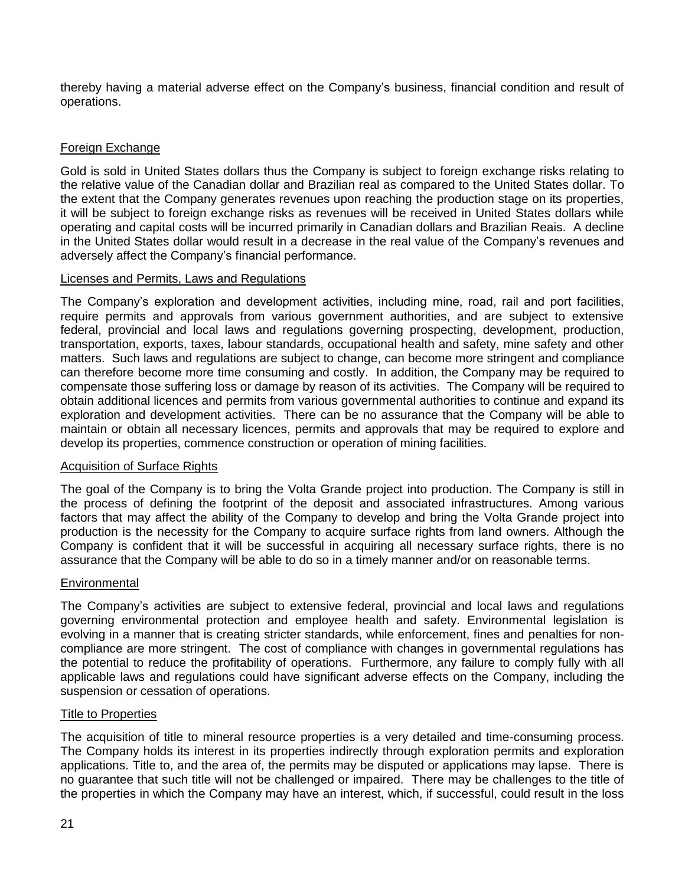thereby having a material adverse effect on the Company's business, financial condition and result of operations.

## Foreign Exchange

Gold is sold in United States dollars thus the Company is subject to foreign exchange risks relating to the relative value of the Canadian dollar and Brazilian real as compared to the United States dollar. To the extent that the Company generates revenues upon reaching the production stage on its properties, it will be subject to foreign exchange risks as revenues will be received in United States dollars while operating and capital costs will be incurred primarily in Canadian dollars and Brazilian Reais. A decline in the United States dollar would result in a decrease in the real value of the Company's revenues and adversely affect the Company's financial performance.

## Licenses and Permits, Laws and Regulations

The Company's exploration and development activities, including mine, road, rail and port facilities, require permits and approvals from various government authorities, and are subject to extensive federal, provincial and local laws and regulations governing prospecting, development, production, transportation, exports, taxes, labour standards, occupational health and safety, mine safety and other matters. Such laws and regulations are subject to change, can become more stringent and compliance can therefore become more time consuming and costly. In addition, the Company may be required to compensate those suffering loss or damage by reason of its activities. The Company will be required to obtain additional licences and permits from various governmental authorities to continue and expand its exploration and development activities. There can be no assurance that the Company will be able to maintain or obtain all necessary licences, permits and approvals that may be required to explore and develop its properties, commence construction or operation of mining facilities.

## Acquisition of Surface Rights

The goal of the Company is to bring the Volta Grande project into production. The Company is still in the process of defining the footprint of the deposit and associated infrastructures. Among various factors that may affect the ability of the Company to develop and bring the Volta Grande project into production is the necessity for the Company to acquire surface rights from land owners. Although the Company is confident that it will be successful in acquiring all necessary surface rights, there is no assurance that the Company will be able to do so in a timely manner and/or on reasonable terms.

## Environmental

The Company's activities are subject to extensive federal, provincial and local laws and regulations governing environmental protection and employee health and safety. Environmental legislation is evolving in a manner that is creating stricter standards, while enforcement, fines and penalties for non-compliance are more stringent. The cost of compliance with changes in governmental regulations has the potential to reduce the profitability of operations. Furthermore, any failure to comply fully with all applicable laws and regulations could have significant adverse effects on the Company, including the suspension or cessation of operations.

## Title to Properties

The acquisition of title to mineral resource properties is a very detailed and time-consuming process. The Company holds its interest in its properties indirectly through exploration permits and exploration applications. Title to, and the area of, the permits may be disputed or applications may lapse. There is no guarantee that such title will not be challenged or impaired. There may be challenges to the title of the properties in which the Company may have an interest, which, if successful, could result in the loss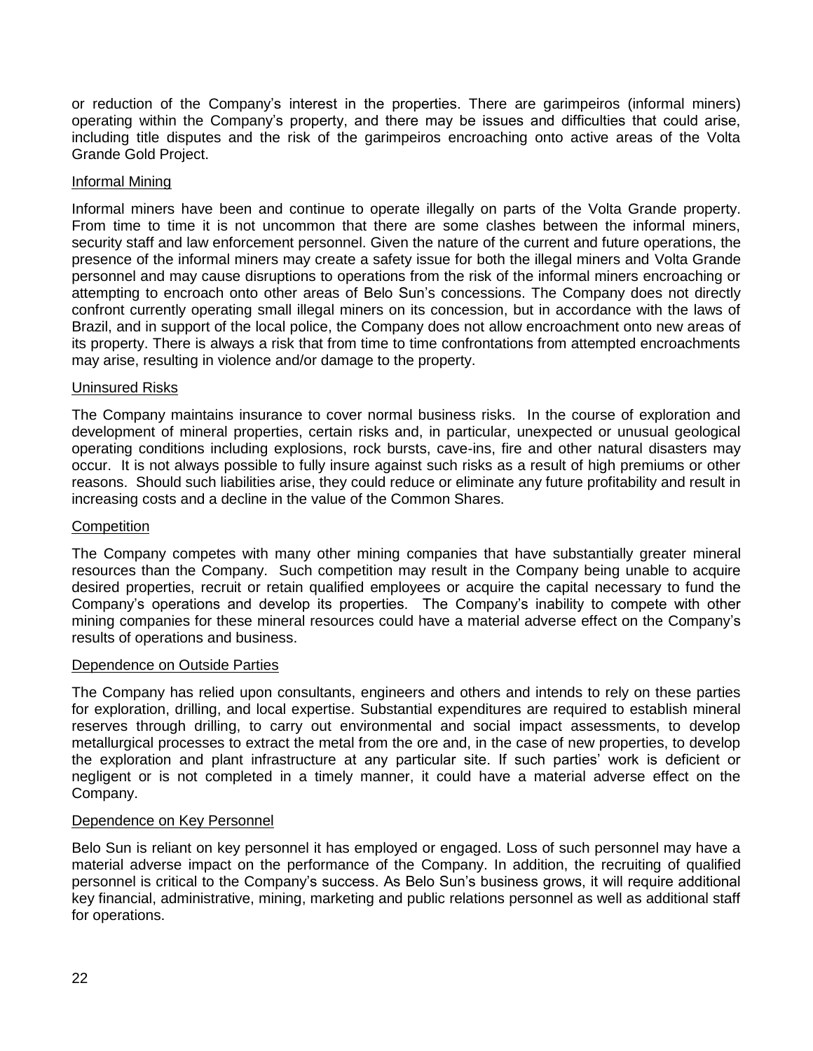or reduction of the Company's interest in the properties. There are garimpeiros (informal miners) operating within the Company's property, and there may be issues and difficulties that could arise, including title disputes and the risk of the garimpeiros encroaching onto active areas of the Volta Grande Gold Project.

### Informal Mining

Informal miners have been and continue to operate illegally on parts of the Volta Grande property. From time to time it is not uncommon that there are some clashes between the informal miners, security staff and law enforcement personnel. Given the nature of the current and future operations, the presence of the informal miners may create a safety issue for both the illegal miners and Volta Grande personnel and may cause disruptions to operations from the risk of the informal miners encroaching or attempting to encroach onto other areas of Belo Sun's concessions. The Company does not directly confront currently operating small illegal miners on its concession, but in accordance with the laws of Brazil, and in support of the local police, the Company does not allow encroachment onto new areas of its property. There is always a risk that from time to time confrontations from attempted encroachments may arise, resulting in violence and/or damage to the property.

### Uninsured Risks

The Company maintains insurance to cover normal business risks. In the course of exploration and development of mineral properties, certain risks and, in particular, unexpected or unusual geological operating conditions including explosions, rock bursts, cave-ins, fire and other natural disasters may occur. It is not always possible to fully insure against such risks as a result of high premiums or other reasons. Should such liabilities arise, they could reduce or eliminate any future profitability and result in increasing costs and a decline in the value of the Common Shares.

### Competition

The Company competes with many other mining companies that have substantially greater mineral resources than the Company. Such competition may result in the Company being unable to acquire desired properties, recruit or retain qualified employees or acquire the capital necessary to fund the Company's operations and develop its properties. The Company's inability to compete with other mining companies for these mineral resources could have a material adverse effect on the Company's results of operations and business.

### Dependence on Outside Parties

The Company has relied upon consultants, engineers and others and intends to rely on these parties for exploration, drilling, and local expertise. Substantial expenditures are required to establish mineral reserves through drilling, to carry out environmental and social impact assessments, to develop metallurgical processes to extract the metal from the ore and, in the case of new properties, to develop the exploration and plant infrastructure at any particular site. If such parties' work is deficient or negligent or is not completed in a timely manner, it could have a material adverse effect on the Company.

### Dependence on Key Personnel

Belo Sun is reliant on key personnel it has employed or engaged. Loss of such personnel may have a material adverse impact on the performance of the Company. In addition, the recruiting of qualified personnel is critical to the Company's success. As Belo Sun's business grows, it will require additional key financial, administrative, mining, marketing and public relations personnel as well as additional staff for operations.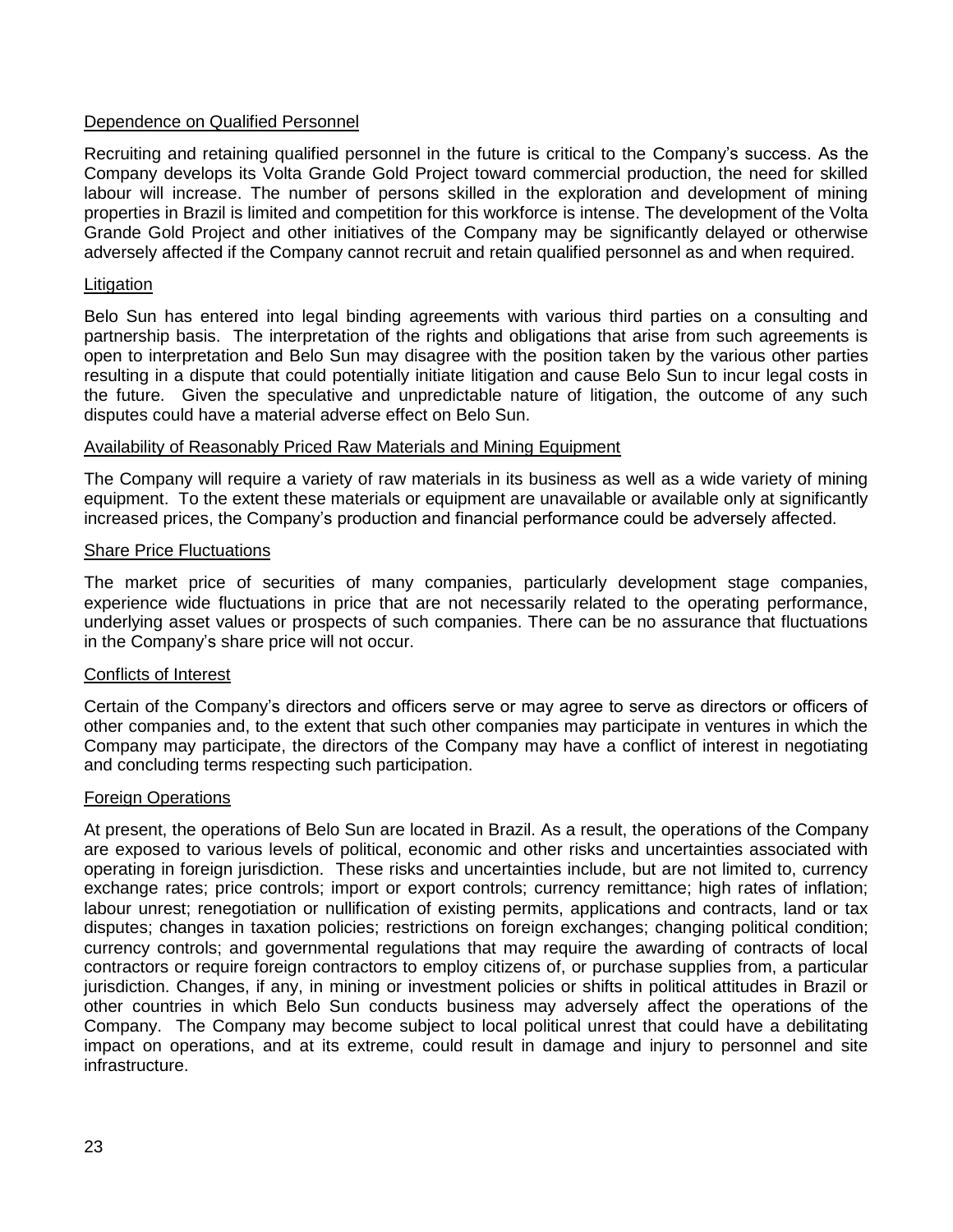Dependence on Qualified Personnel

Recruiting and retaining qualified personnel in the future is critical to the Company's success. As the Company develops its Volta Grande Gold Project toward commercial production, the need for skilled labour will increase. The number of persons skilled in the exploration and development of mining properties in Brazil is limited and competition for this workforce is intense. The development of the Volta Grande Gold Project and other initiatives of the Company may be significantly delayed or otherwise adversely affected if the Company cannot recruit and retain qualified personnel as and when required.

Litigation

Belo Sun has entered into legal binding agreements with various third parties on a consulting and partnership basis. The interpretation of the rights and obligations that arise from such agreements is open to interpretation and Belo Sun may disagree with the position taken by the various other parties resulting in a dispute that could potentially initiate litigation and cause Belo Sun to incur legal costs in the future. Given the speculative and unpredictable nature of litigation, the outcome of any such disputes could have a material adverse effect on Belo Sun.

Availability of Reasonably Priced Raw Materials and Mining Equipment

The Company will require a variety of raw materials in its business as well as a wide variety of mining equipment. To the extent these materials or equipment are unavailable or available only at significantly increased prices, the Company's production and financial performance could be adversely affected.

Share Price Fluctuations

The market price of securities of many companies, particularly development stage companies, experience wide fluctuations in price that are not necessarily related to the operating performance, underlying asset values or prospects of such companies. There can be no assurance that fluctuations in the Company's share price will not occur.

Conflicts of Interest

Certain of the Company's directors and officers serve or may agree to serve as directors or officers of other companies and, to the extent that such other companies may participate in ventures in which the Company may participate, the directors of the Company may have a conflict of interest in negotiating and concluding terms respecting such participation.

Foreign Operations

At present, the operations of Belo Sun are located in Brazil. As a result, the operations of the Company are exposed to various levels of political, economic and other risks and uncertainties associated with operating in foreign jurisdiction. These risks and uncertainties include, but are not limited to, currency exchange rates; price controls; import or export controls; currency remittance; high rates of inflation; labour unrest; renegotiation or nullification of existing permits, applications and contracts, land or tax disputes; changes in taxation policies; restrictions on foreign exchanges; changing political condition; currency controls; and governmental regulations that may require the awarding of contracts of local contractors or require foreign contractors to employ citizens of, or purchase supplies from, a particular jurisdiction. Changes, if any, in mining or investment policies or shifts in political attitudes in Brazil or other countries in which Belo Sun conducts business may adversely affect the operations of the Company. The Company may become subject to local political unrest that could have a debilitating impact on operations, and at its extreme, could result in damage and injury to personnel and site infrastructure.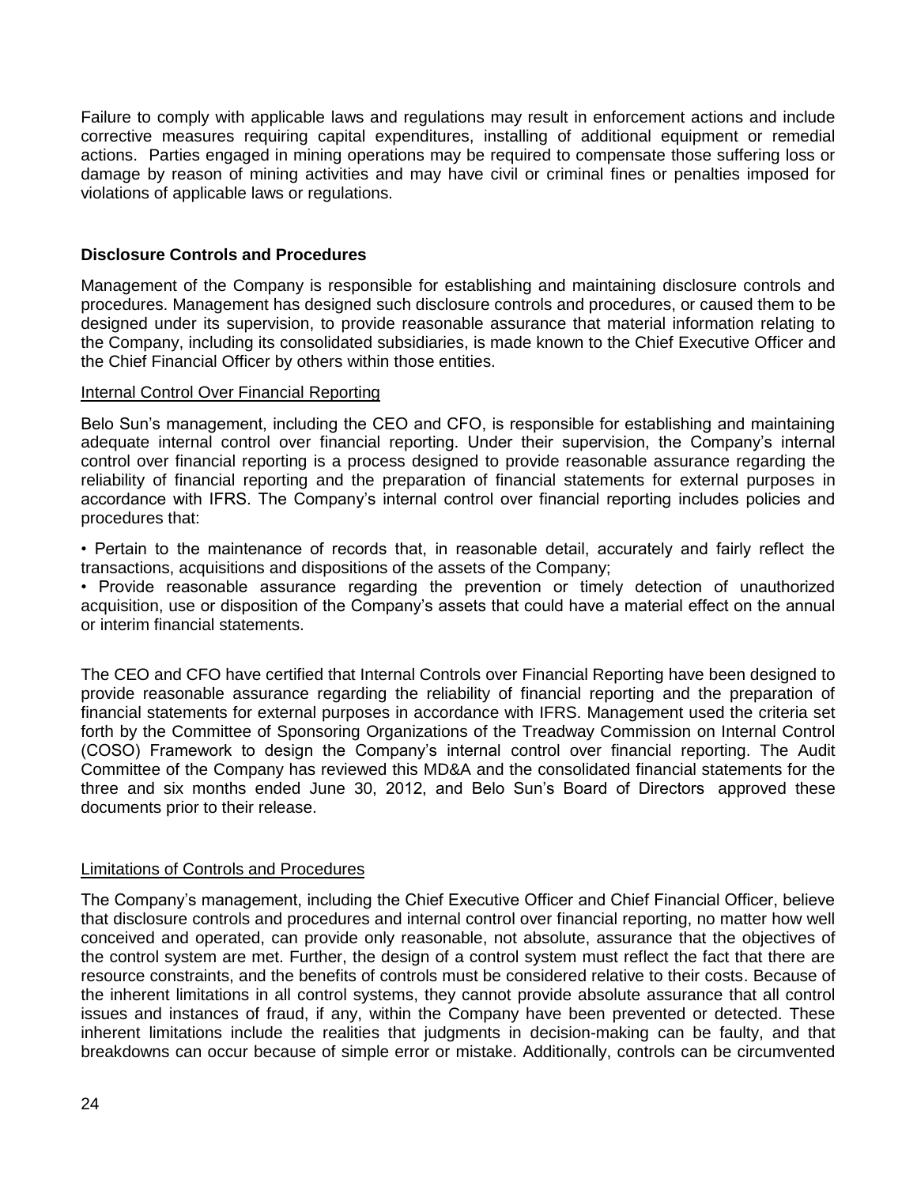Failure to comply with applicable laws and regulations may result in enforcement actions and include corrective measures requiring capital expenditures, installing of additional equipment or remedial actions. Parties engaged in mining operations may be required to compensate those suffering loss or damage by reason of mining activities and may have civil or criminal fines or penalties imposed for violations of applicable laws or regulations.

## Disclosure Controls and Procedures

Management of the Company is responsible for establishing and maintaining disclosure controls and procedures. Management has designed such disclosure controls and procedures, or caused them to be designed under its supervision, to provide reasonable assurance that material information relating to the Company, including its consolidated subsidiaries, is made known to the Chief Executive Officer and the Chief Financial Officer by others within those entities.

### Internal Control Over Financial Reporting

Belo Sun's management, including the CEO and CFO, is responsible for establishing and maintaining adequate internal control over financial reporting. Under their supervision, the Company's internal control over financial reporting is a process designed to provide reasonable assurance regarding the reliability of financial reporting and the preparation of financial statements for external purposes in accordance with IFRS. The Company's internal control over financial reporting includes policies and procedures that:

- Pertain to the maintenance of records that, in reasonable detail, accurately and fairly reflect the transactions, acquisitions and dispositions of the assets of the Company;
- Provide reasonable assurance regarding the prevention or timely detection of unauthorized acquisition, use or disposition of the Company's assets that could have a material effect on the annual or interim financial statements.

The CEO and CFO have certified that Internal Controls over Financial Reporting have been designed to provide reasonable assurance regarding the reliability of financial reporting and the preparation of financial statements for external purposes in accordance with IFRS. Management used the criteria set forth by the Committee of Sponsoring Organizations of the Treadway Commission on Internal Control (COSO) Framework to design the Company's internal control over financial reporting. The Audit Committee of the Company has reviewed this MD&A and the consolidated financial statements for the three and six months ended June 30, 2012, and Belo Sun's Board of Directors approved these documents prior to their release.

### Limitations of Controls and Procedures

The Company's management, including the Chief Executive Officer and Chief Financial Officer, believe that disclosure controls and procedures and internal control over financial reporting, no matter how well conceived and operated, can provide only reasonable, not absolute, assurance that the objectives of the control system are met. Further, the design of a control system must reflect the fact that there are resource constraints, and the benefits of controls must be considered relative to their costs. Because of the inherent limitations in all control systems, they cannot provide absolute assurance that all control issues and instances of fraud, if any, within the Company have been prevented or detected. These inherent limitations include the realities that judgments in decision-making can be faulty, and that breakdowns can occur because of simple error or mistake. Additionally, controls can be circumvented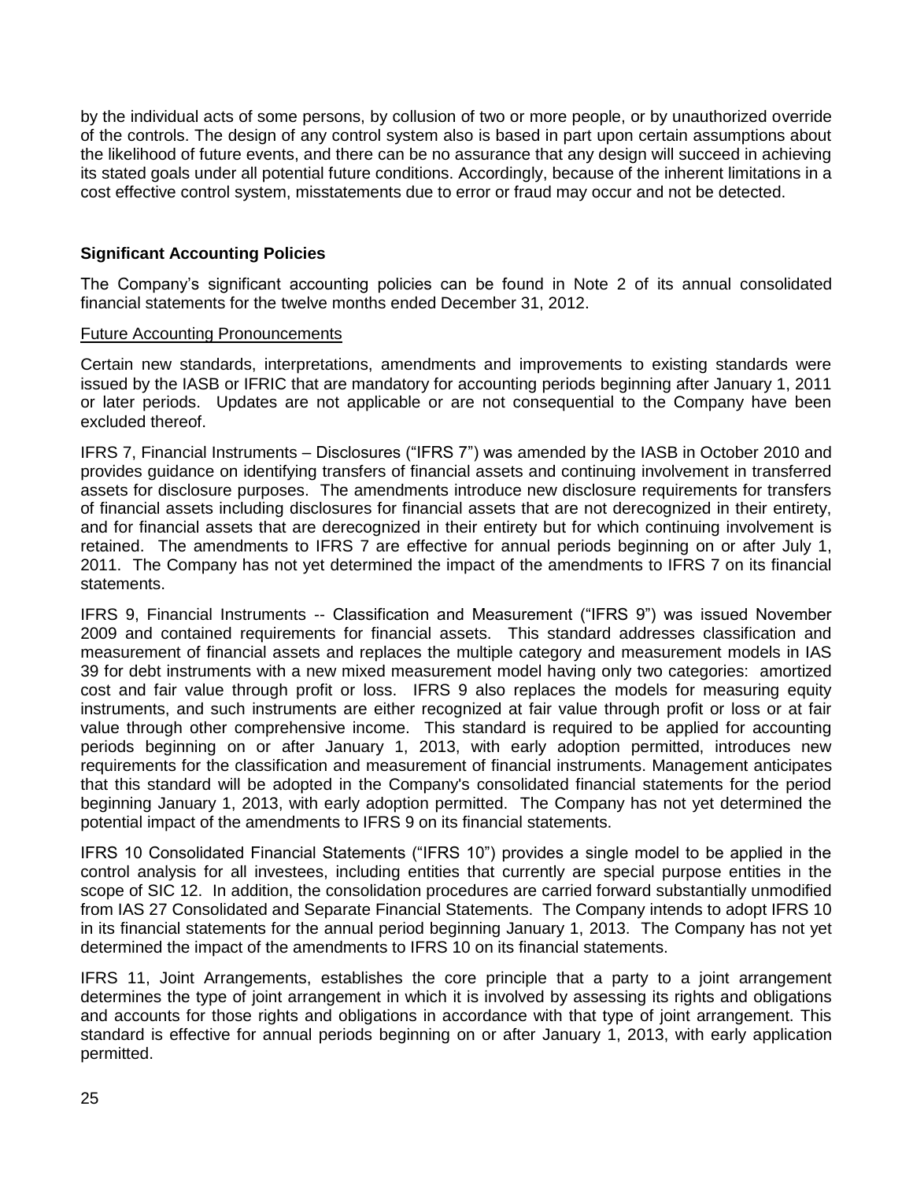by the individual acts of some persons, by collusion of two or more people, or by unauthorized override of the controls. The design of any control system also is based in part upon certain assumptions about the likelihood of future events, and there can be no assurance that any design will succeed in achieving its stated goals under all potential future conditions. Accordingly, because of the inherent limitations in a cost effective control system, misstatements due to error or fraud may occur and not be detected.

## Significant Accounting Policies

The Company's significant accounting policies can be found in Note 2 of its annual consolidated financial statements for the twelve months ended December 31, 2012.

### Future Accounting Pronouncements

Certain new standards, interpretations, amendments and improvements to existing standards were issued by the IASB or IFRIC that are mandatory for accounting periods beginning after January 1, 2011 or later periods. Updates are not applicable or are not consequential to the Company have been excluded thereof.

IFRS 7, Financial Instruments – Disclosures ("IFRS 7") was amended by the IASB in October 2010 and provides guidance on identifying transfers of financial assets and continuing involvement in transferred assets for disclosure purposes. The amendments introduce new disclosure requirements for transfers of financial assets including disclosures for financial assets that are not derecognized in their entirety, and for financial assets that are derecognized in their entirety but for which continuing involvement is retained. The amendments to IFRS 7 are effective for annual periods beginning on or after July 1, 2011. The Company has not yet determined the impact of the amendments to IFRS 7 on its financial statements.

IFRS 9, Financial Instruments -- Classification and Measurement ("IFRS 9") was issued November 2009 and contained requirements for financial assets. This standard addresses classification and measurement of financial assets and replaces the multiple category and measurement models in IAS 39 for debt instruments with a new mixed measurement model having only two categories: amortized cost and fair value through profit or loss. IFRS 9 also replaces the models for measuring equity instruments, and such instruments are either recognized at fair value through profit or loss or at fair value through other comprehensive income. This standard is required to be applied for accounting periods beginning on or after January 1, 2013, with early adoption permitted, introduces new requirements for the classification and measurement of financial instruments. Management anticipates that this standard will be adopted in the Company's consolidated financial statements for the period beginning January 1, 2013, with early adoption permitted. The Company has not yet determined the potential impact of the amendments to IFRS 9 on its financial statements.

IFRS 10 Consolidated Financial Statements ("IFRS 10") provides a single model to be applied in the control analysis for all investees, including entities that currently are special purpose entities in the scope of SIC 12. In addition, the consolidation procedures are carried forward substantially unmodified from IAS 27 Consolidated and Separate Financial Statements. The Company intends to adopt IFRS 10 in its financial statements for the annual period beginning January 1, 2013. The Company has not yet determined the impact of the amendments to IFRS 10 on its financial statements.

IFRS 11, Joint Arrangements, establishes the core principle that a party to a joint arrangement determines the type of joint arrangement in which it is involved by assessing its rights and obligations and accounts for those rights and obligations in accordance with that type of joint arrangement. This standard is effective for annual periods beginning on or after January 1, 2013, with early application permitted.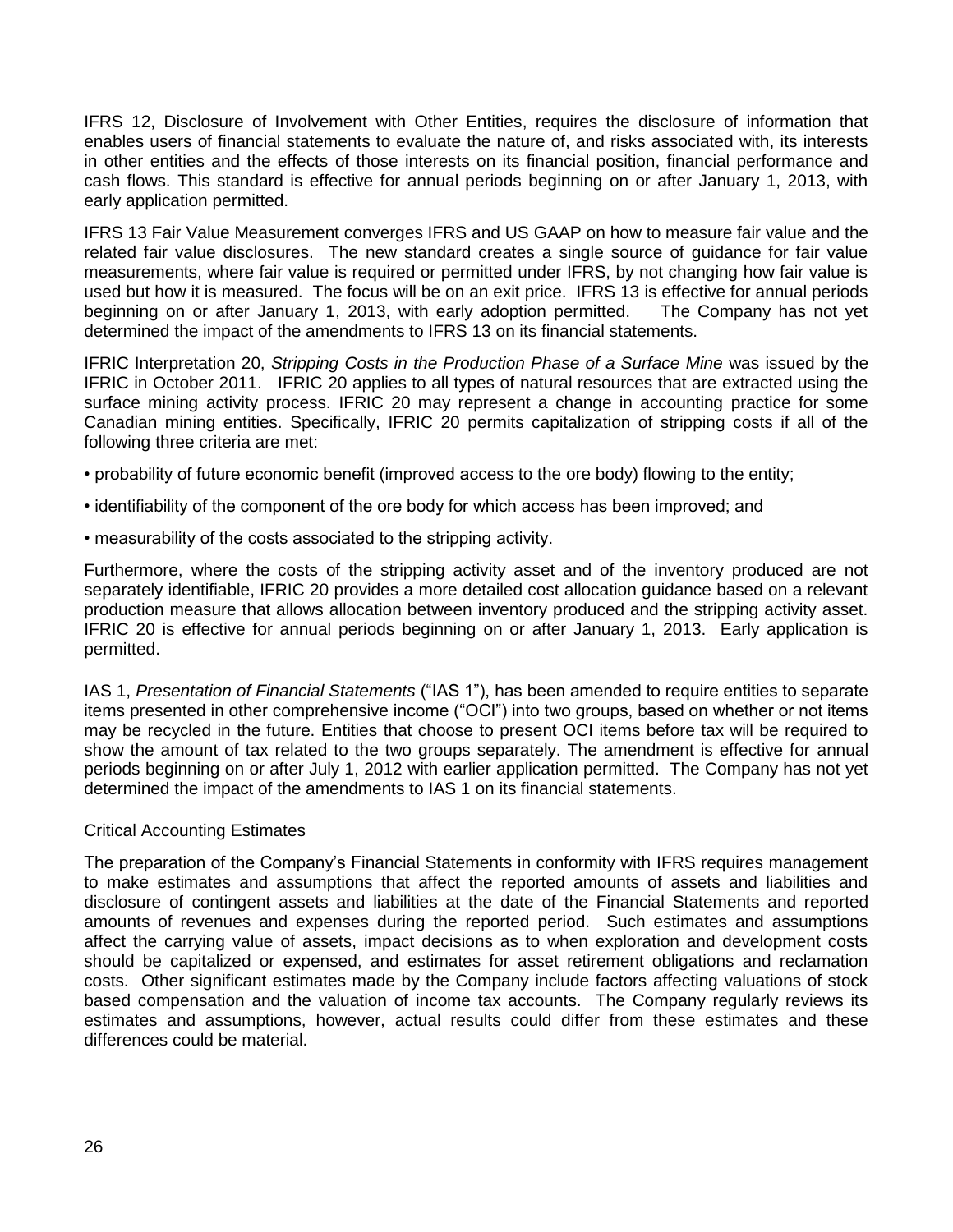IFRS 12, Disclosure of Involvement with Other Entities, requires the disclosure of information that enables users of financial statements to evaluate the nature of, and risks associated with, its interests in other entities and the effects of those interests on its financial position, financial performance and cash flows. This standard is effective for annual periods beginning on or after January 1, 2013, with early application permitted.

IFRS 13 Fair Value Measurement converges IFRS and US GAAP on how to measure fair value and the related fair value disclosures. The new standard creates a single source of guidance for fair value measurements, where fair value is required or permitted under IFRS, by not changing how fair value is used but how it is measured. The focus will be on an exit price. IFRS 13 is effective for annual periods beginning on or after January 1, 2013, with early adoption permitted. The Company has not yet determined the impact of the amendments to IFRS 13 on its financial statements.

IFRIC Interpretation 20, *Stripping Costs in the Production Phase of a Surface Mine* was issued by the IFRIC in October 2011. IFRIC 20 applies to all types of natural resources that are extracted using the surface mining activity process. IFRIC 20 may represent a change in accounting practice for some Canadian mining entities. Specifically, IFRIC 20 permits capitalization of stripping costs if all of the following three criteria are met:

- probability of future economic benefit (improved access to the ore body) flowing to the entity;
- identifiability of the component of the ore body for which access has been improved; and
- measurability of the costs associated to the stripping activity.

Furthermore, where the costs of the stripping activity asset and of the inventory produced are not separately identifiable, IFRIC 20 provides a more detailed cost allocation guidance based on a relevant production measure that allows allocation between inventory produced and the stripping activity asset. IFRIC 20 is effective for annual periods beginning on or after January 1, 2013. Early application is permitted.

IAS 1, *Presentation of Financial Statements* ("IAS 1"), has been amended to require entities to separate items presented in other comprehensive income ("OCI") into two groups, based on whether or not items may be recycled in the future. Entities that choose to present OCI items before tax will be required to show the amount of tax related to the two groups separately. The amendment is effective for annual periods beginning on or after July 1, 2012 with earlier application permitted. The Company has not yet determined the impact of the amendments to IAS 1 on its financial statements.

## Critical Accounting Estimates

The preparation of the Company's Financial Statements in conformity with IFRS requires management to make estimates and assumptions that affect the reported amounts of assets and liabilities and disclosure of contingent assets and liabilities at the date of the Financial Statements and reported amounts of revenues and expenses during the reported period. Such estimates and assumptions affect the carrying value of assets, impact decisions as to when exploration and development costs should be capitalized or expensed, and estimates for asset retirement obligations and reclamation costs. Other significant estimates made by the Company include factors affecting valuations of stock based compensation and the valuation of income tax accounts. The Company regularly reviews its estimates and assumptions, however, actual results could differ from these estimates and these differences could be material.